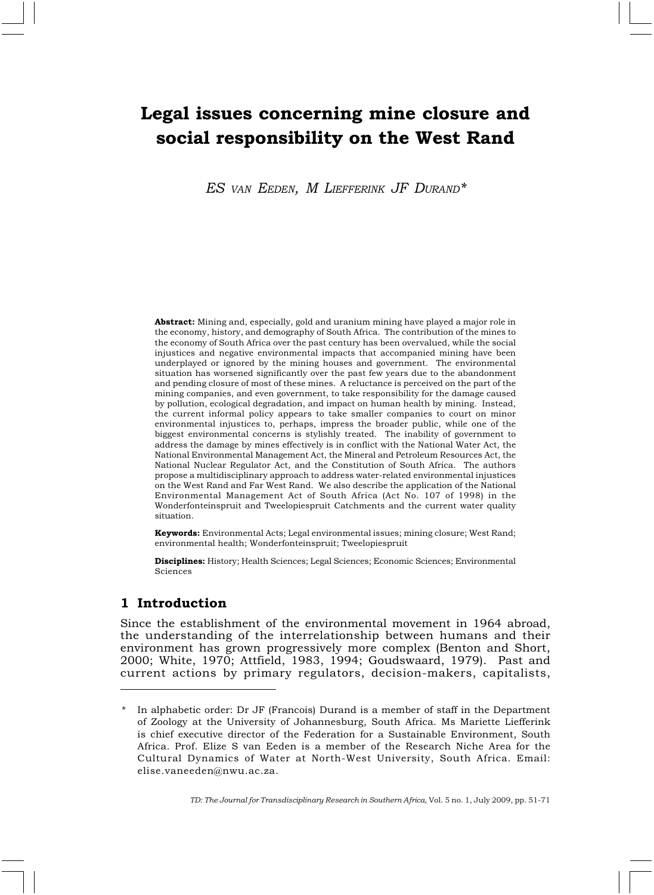# Legal issues concerning mine closure and social responsibility on the West Rand

*ES VAN EEDEN, M LIEFFERINK JF DURAND\**

**Abstract:** Mining and, especially, gold and uranium mining have played a major role in the economy, history, and demography of South Africa. The contribution of the mines to the economy of South Africa over the past century has been overvalued, while the social injustices and negative environmental impacts that accompanied mining have been underplayed or ignored by the mining houses and government. The environmental situation has worsened significantly over the past few years due to the abandonment and pending closure of most of these mines. A reluctance is perceived on the part of the mining companies, and even government, to take responsibility for the damage caused by pollution, ecological degradation, and impact on human health by mining. Instead, the current informal policy appears to take smaller companies to court on minor environmental injustices to, perhaps, impress the broader public, while one of the biggest environmental concerns is stylishly treated. The inability of government to address the damage by mines effectively is in conflict with the National Water Act, the National Environmental Management Act, the Mineral and Petroleum Resources Act, the National Nuclear Regulator Act, and the Constitution of South Africa. The authors propose a multidisciplinary approach to address water-related environmental injustices on the West Rand and Far West Rand. We also describe the application of the National Environmental Management Act of South Africa (Act No. 107 of 1998) in the Wonderfonteinspruit and Tweelopiespruit Catchments and the current water quality situation.

**Keywords:** Environmental Acts; Legal environmental issues; mining closure; West Rand; environmental health; Wonderfonteinspruit; Tweelopiespruit

**Disciplines:** History; Health Sciences; Legal Sciences; Economic Sciences; Environmental Sciences

## 1 Introduction

Since the establishment of the environmental movement in 1964 abroad, the understanding of the interrelationship between humans and their environment has grown progressively more complex (Benton and Short, 2000; White, 1970; Attfield, 1983, 1994; Goudswaard, 1979). Past and current actions by primary regulators, decision-makers, capitalists,

\* In alphabetic order: Dr JF (Francois) Durand is a member of staff in the Department of Zoology at the University of Johannesburg, South Africa. Ms Mariette Liefferink is chief executive director of the Federation for a Sustainable Environment, South Africa. Prof. Elize S van Eeden is a member of the Research Niche Area for the Cultural Dynamics of Water at North-West University, South Africa. Email: elise.vaneeden@nwu.ac.za.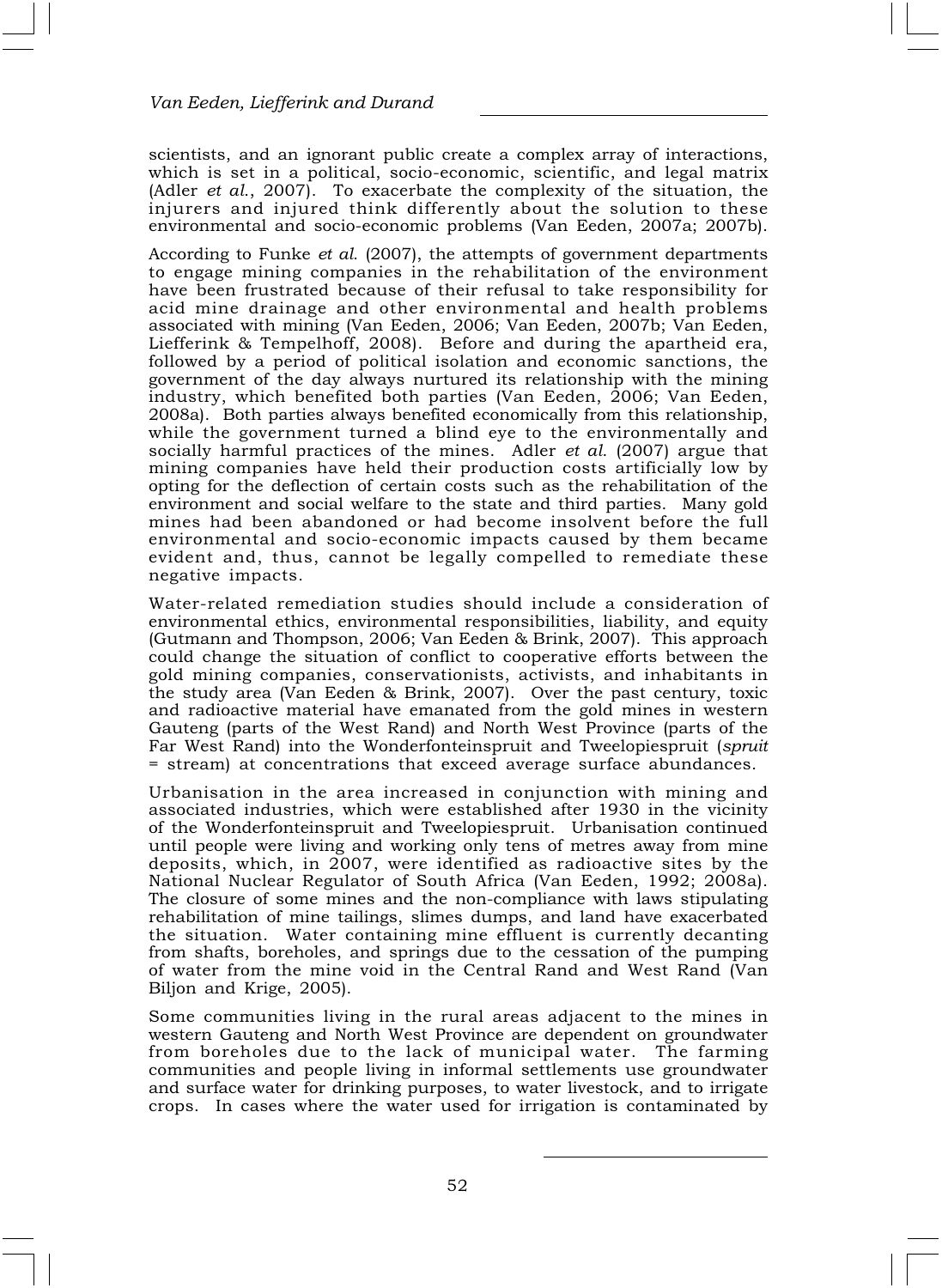scientists, and an ignorant public create a complex array of interactions, which is set in a political, socio-economic, scientific, and legal matrix (Adler *et al.*, 2007). To exacerbate the complexity of the situation, the injurers and injured think differently about the solution to these environmental and socio-economic problems (Van Eeden, 2007a; 2007b).

According to Funke *et al.* (2007), the attempts of government departments to engage mining companies in the rehabilitation of the environment have been frustrated because of their refusal to take responsibility for acid mine drainage and other environmental and health problems associated with mining (Van Eeden, 2006; Van Eeden, 2007b; Van Eeden, Liefferink & Tempelhoff, 2008). Before and during the apartheid era, followed by a period of political isolation and economic sanctions, the government of the day always nurtured its relationship with the mining industry, which benefited both parties (Van Eeden, 2006; Van Eeden, 2008a). Both parties always benefited economically from this relationship, while the government turned a blind eye to the environmentally and socially harmful practices of the mines. Adler *et al.* (2007) argue that mining companies have held their production costs artificially low by opting for the deflection of certain costs such as the rehabilitation of the environment and social welfare to the state and third parties. Many gold mines had been abandoned or had become insolvent before the full environmental and socio-economic impacts caused by them became evident and, thus, cannot be legally compelled to remediate these negative impacts.

Water-related remediation studies should include a consideration of environmental ethics, environmental responsibilities, liability, and equity (Gutmann and Thompson, 2006; Van Eeden & Brink, 2007). This approach could change the situation of conflict to cooperative efforts between the gold mining companies, conservationists, activists, and inhabitants in the study area (Van Eeden & Brink, 2007). Over the past century, toxic and radioactive material have emanated from the gold mines in western Gauteng (parts of the West Rand) and North West Province (parts of the Far West Rand) into the Wonderfonteinspruit and Tweelopiespruit (*spruit* = stream) at concentrations that exceed average surface abundances.

Urbanisation in the area increased in conjunction with mining and associated industries, which were established after 1930 in the vicinity of the Wonderfonteinspruit and Tweelopiespruit. Urbanisation continued until people were living and working only tens of metres away from mine deposits, which, in 2007, were identified as radioactive sites by the National Nuclear Regulator of South Africa (Van Eeden, 1992; 2008a). The closure of some mines and the non-compliance with laws stipulating rehabilitation of mine tailings, slimes dumps, and land have exacerbated the situation. Water containing mine effluent is currently decanting from shafts, boreholes, and springs due to the cessation of the pumping of water from the mine void in the Central Rand and West Rand (Van Biljon and Krige, 2005).

Some communities living in the rural areas adjacent to the mines in western Gauteng and North West Province are dependent on groundwater from boreholes due to the lack of municipal water. The farming communities and people living in informal settlements use groundwater and surface water for drinking purposes, to water livestock, and to irrigate crops. In cases where the water used for irrigation is contaminated by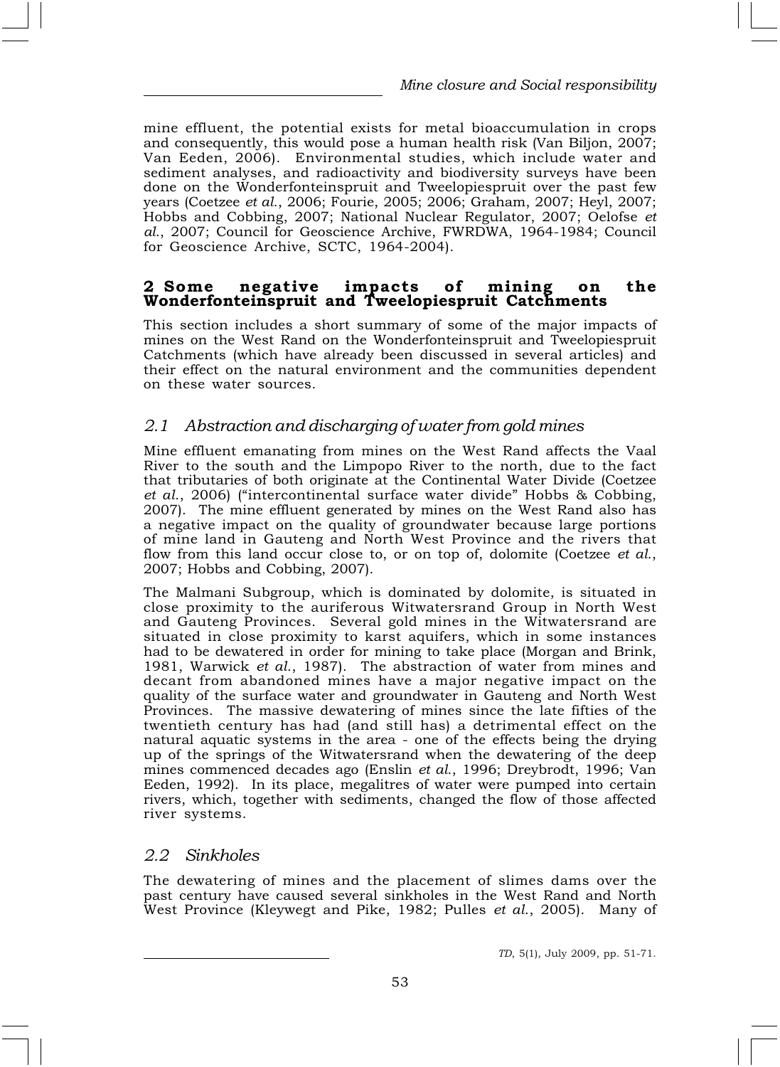mine effluent, the potential exists for metal bioaccumulation in crops and consequently, this would pose a human health risk (Van Biljon, 2007; Van Eeden, 2006). Environmental studies, which include water and sediment analyses, and radioactivity and biodiversity surveys have been done on the Wonderfonteinspruit and Tweelopiespruit over the past few years (Coetzee *et al.*, 2006; Fourie, 2005; 2006; Graham, 2007; Heyl, 2007; Hobbs and Cobbing, 2007; National Nuclear Regulator, 2007; Oelofse *et al.*, 2007; Council for Geoscience Archive, FWRDWA, 1964-1984; Council for Geoscience Archive, SCTC, 1964-2004).

## 2 Some negative impacts of mining on the Wonderfonteinspruit and Tweelopiespruit Catchments

This section includes a short summary of some of the major impacts of mines on the West Rand on the Wonderfonteinspruit and Tweelopiespruit Catchments (which have already been discussed in several articles) and their effect on the natural environment and the communities dependent on these water sources.

### *2.1 Abstraction and discharging of water from gold mines*

Mine effluent emanating from mines on the West Rand affects the Vaal River to the south and the Limpopo River to the north, due to the fact that tributaries of both originate at the Continental Water Divide (Coetzee *et al.*, 2006) ("intercontinental surface water divide" Hobbs & Cobbing, 2007). The mine effluent generated by mines on the West Rand also has a negative impact on the quality of groundwater because large portions of mine land in Gauteng and North West Province and the rivers that flow from this land occur close to, or on top of, dolomite (Coetzee *et al.*, 2007; Hobbs and Cobbing, 2007).

The Malmani Subgroup, which is dominated by dolomite, is situated in close proximity to the auriferous Witwatersrand Group in North West and Gauteng Provinces. Several gold mines in the Witwatersrand are situated in close proximity to karst aquifers, which in some instances had to be dewatered in order for mining to take place (Morgan and Brink, 1981, Warwick *et al.*, 1987). The abstraction of water from mines and decant from abandoned mines have a major negative impact on the quality of the surface water and groundwater in Gauteng and North West Provinces. The massive dewatering of mines since the late fifties of the twentieth century has had (and still has) a detrimental effect on the natural aquatic systems in the area - one of the effects being the drying up of the springs of the Witwatersrand when the dewatering of the deep mines commenced decades ago (Enslin *et al.*, 1996; Dreybrodt, 1996; Van Eeden, 1992). In its place, megalitres of water were pumped into certain rivers, which, together with sediments, changed the flow of those affected river systems.

### *2.2 Sinkholes*

The dewatering of mines and the placement of slimes dams over the past century have caused several sinkholes in the West Rand and North West Province (Kleywegt and Pike, 1982; Pulles *et al.*, 2005). Many of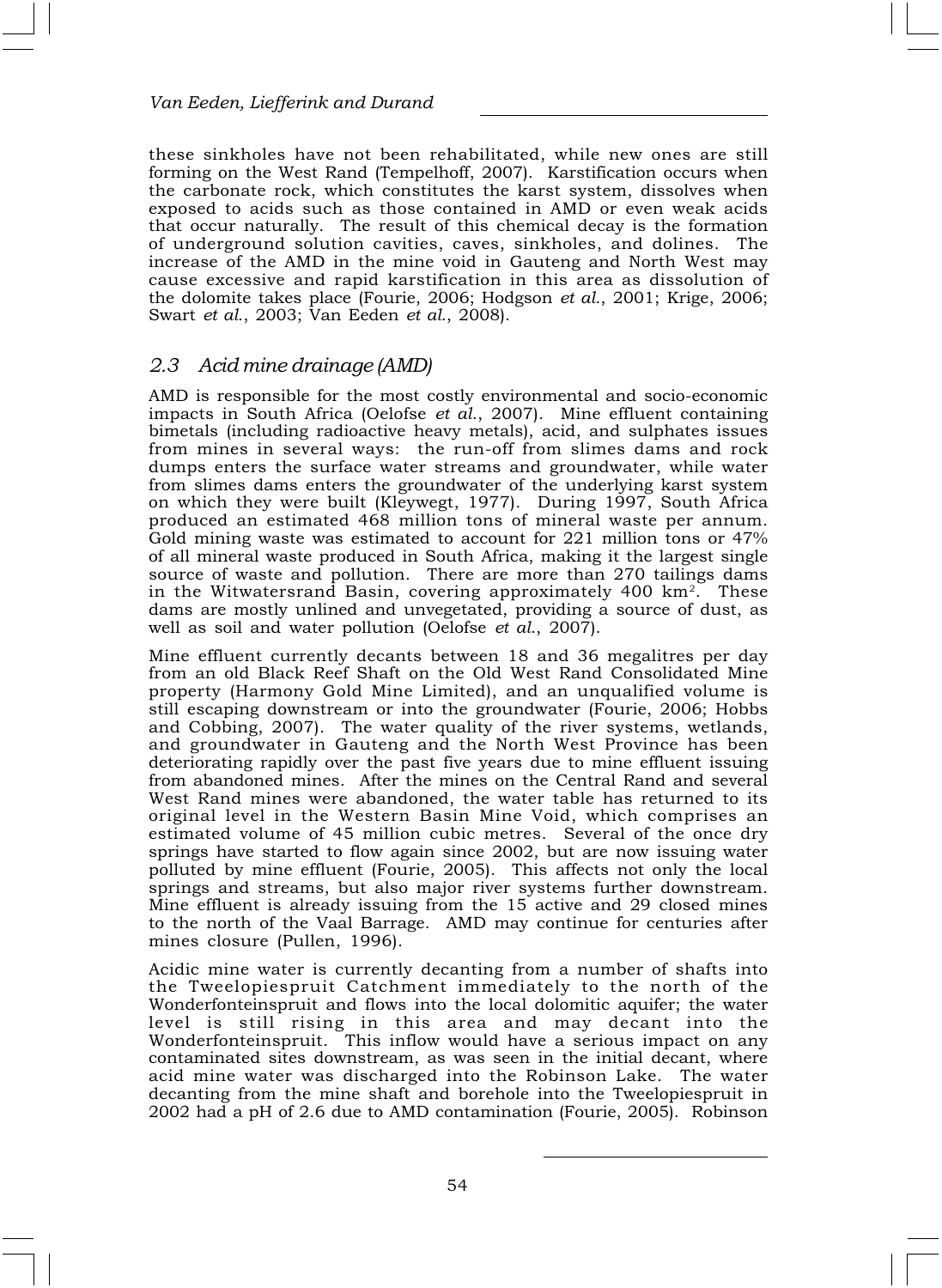these sinkholes have not been rehabilitated, while new ones are still forming on the West Rand (Tempelhoff, 2007). Karstification occurs when the carbonate rock, which constitutes the karst system, dissolves when exposed to acids such as those contained in AMD or even weak acids that occur naturally. The result of this chemical decay is the formation of underground solution cavities, caves, sinkholes, and dolines. The increase of the AMD in the mine void in Gauteng and North West may cause excessive and rapid karstification in this area as dissolution of the dolomite takes place (Fourie, 2006; Hodgson *et al.*, 2001; Krige, 2006; Swart *et al.*, 2003; Van Eeden *et al.*, 2008).

## *2.3 Acid mine drainage (AMD)*

AMD is responsible for the most costly environmental and socio-economic impacts in South Africa (Oelofse *et al.*, 2007). Mine effluent containing bimetals (including radioactive heavy metals), acid, and sulphates issues from mines in several ways: the run-off from slimes dams and rock dumps enters the surface water streams and groundwater, while water from slimes dams enters the groundwater of the underlying karst system on which they were built (Kleywegt, 1977). During 1997, South Africa produced an estimated 468 million tons of mineral waste per annum. Gold mining waste was estimated to account for 221 million tons or 47% of all mineral waste produced in South Africa, making it the largest single source of waste and pollution. There are more than 270 tailings dams in the Witwatersrand Basin, covering approximately 400 km$^2$. These dams are mostly unlined and unvegetated, providing a source of dust, as well as soil and water pollution (Oelofse *et al.*, 2007).

Mine effluent currently decants between 18 and 36 megalitres per day from an old Black Reef Shaft on the Old West Rand Consolidated Mine property (Harmony Gold Mine Limited), and an unqualified volume is still escaping downstream or into the groundwater (Fourie, 2006; Hobbs and Cobbing, 2007). The water quality of the river systems, wetlands, and groundwater in Gauteng and the North West Province has been deteriorating rapidly over the past five years due to mine effluent issuing from abandoned mines. After the mines on the Central Rand and several West Rand mines were abandoned, the water table has returned to its original level in the Western Basin Mine Void, which comprises an estimated volume of 45 million cubic metres. Several of the once dry springs have started to flow again since 2002, but are now issuing water polluted by mine effluent (Fourie, 2005). This affects not only the local springs and streams, but also major river systems further downstream. Mine effluent is already issuing from the 15 active and 29 closed mines to the north of the Vaal Barrage. AMD may continue for centuries after mines closure (Pullen, 1996).

Acidic mine water is currently decanting from a number of shafts into the Tweelopiespruit Catchment immediately to the north of the Wonderfonteinspruit and flows into the local dolomitic aquifer; the water level is still rising in this area and may decant into the Wonderfonteinspruit. This inflow would have a serious impact on any contaminated sites downstream, as was seen in the initial decant, where acid mine water was discharged into the Robinson Lake. The water decanting from the mine shaft and borehole into the Tweelopiespruit in 2002 had a pH of 2.6 due to AMD contamination (Fourie, 2005). Robinson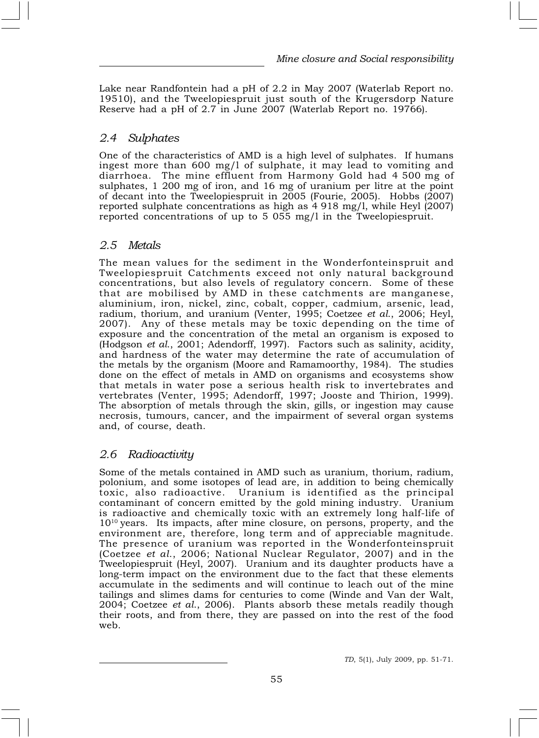Lake near Randfontein had a pH of 2.2 in May 2007 (Waterlab Report no. 19510), and the Tweelopiespruit just south of the Krugersdorp Nature Reserve had a pH of 2.7 in June 2007 (Waterlab Report no. 19766).

## 2.4 Sulphates

One of the characteristics of AMD is a high level of sulphates. If humans ingest more than 600 mg/l of sulphate, it may lead to vomiting and diarrhoea. The mine effluent from Harmony Gold had 4 500 mg of sulphates, 1 200 mg of iron, and 16 mg of uranium per litre at the point of decant into the Tweelopiespruit in 2005 (Fourie, 2005). Hobbs (2007) reported sulphate concentrations as high as 4 918 mg/l, while Heyl (2007) reported concentrations of up to 5 055 mg/l in the Tweelopiespruit.

## 2.5 Metals

The mean values for the sediment in the Wonderfonteinspruit and Tweelopiespruit Catchments exceed not only natural background concentrations, but also levels of regulatory concern. Some of these that are mobilised by AMD in these catchments are manganese, aluminium, iron, nickel, zinc, cobalt, copper, cadmium, arsenic, lead, radium, thorium, and uranium (Venter, 1995; Coetzee *et al.*, 2006; Heyl, 2007). Any of these metals may be toxic depending on the time of exposure and the concentration of the metal an organism is exposed to (Hodgson *et al.*, 2001; Adendorff, 1997). Factors such as salinity, acidity, and hardness of the water may determine the rate of accumulation of the metals by the organism (Moore and Ramamoorthy, 1984). The studies done on the effect of metals in AMD on organisms and ecosystems show that metals in water pose a serious health risk to invertebrates and vertebrates (Venter, 1995; Adendorff, 1997; Jooste and Thirion, 1999). The absorption of metals through the skin, gills, or ingestion may cause necrosis, tumours, cancer, and the impairment of several organ systems and, of course, death.

## 2.6 Radioactivity

Some of the metals contained in AMD such as uranium, thorium, radium, polonium, and some isotopes of lead are, in addition to being chemically toxic, also radioactive. Uranium is identified as the principal contaminant of concern emitted by the gold mining industry. Uranium is radioactive and chemically toxic with an extremely long half-life of $10^{10}$ years. Its impacts, after mine closure, on persons, property, and the environment are, therefore, long term and of appreciable magnitude. The presence of uranium was reported in the Wonderfonteinspruit (Coetzee *et al.*, 2006; National Nuclear Regulator, 2007) and in the Tweelopiespruit (Heyl, 2007). Uranium and its daughter products have a long-term impact on the environment due to the fact that these elements accumulate in the sediments and will continue to leach out of the mine tailings and slimes dams for centuries to come (Winde and Van der Walt, 2004; Coetzee *et al.*, 2006). Plants absorb these metals readily though their roots, and from there, they are passed on into the rest of the food web.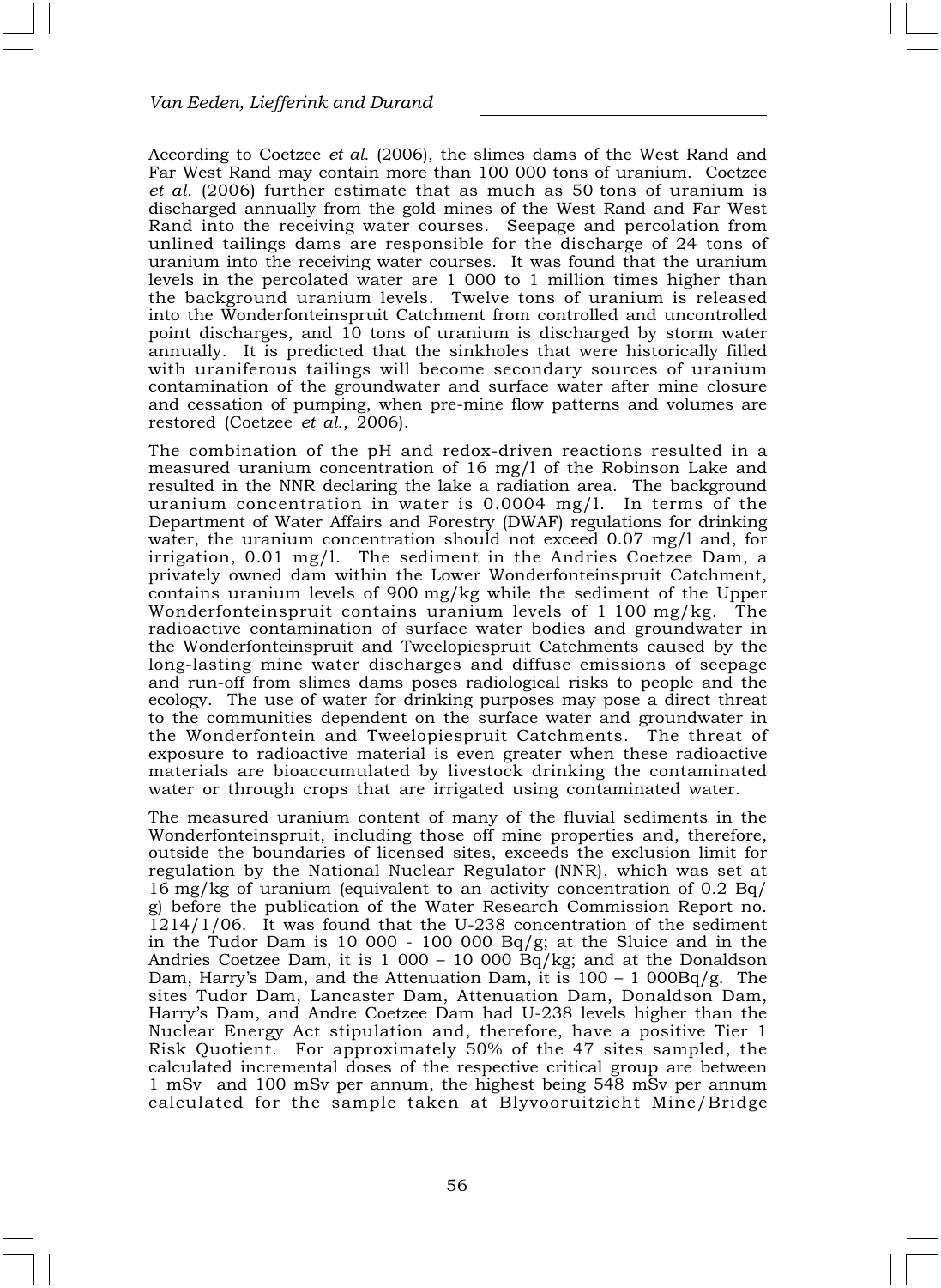According to Coetzee *et al*. (2006), the slimes dams of the West Rand and Far West Rand may contain more than 100 000 tons of uranium. Coetzee *et al*. (2006) further estimate that as much as 50 tons of uranium is discharged annually from the gold mines of the West Rand and Far West Rand into the receiving water courses. Seepage and percolation from unlined tailings dams are responsible for the discharge of 24 tons of uranium into the receiving water courses. It was found that the uranium levels in the percolated water are 1 000 to 1 million times higher than the background uranium levels. Twelve tons of uranium is released into the Wonderfonteinspruit Catchment from controlled and uncontrolled point discharges, and 10 tons of uranium is discharged by storm water annually. It is predicted that the sinkholes that were historically filled with uraniferous tailings will become secondary sources of uranium contamination of the groundwater and surface water after mine closure and cessation of pumping, when pre-mine flow patterns and volumes are restored (Coetzee *et al*., 2006).

The combination of the pH and redox-driven reactions resulted in a measured uranium concentration of 16 mg/l of the Robinson Lake and resulted in the NNR declaring the lake a radiation area. The background uranium concentration in water is 0.0004 mg/l. In terms of the Department of Water Affairs and Forestry (DWAF) regulations for drinking water, the uranium concentration should not exceed 0.07 mg/l and, for irrigation, 0.01 mg/l. The sediment in the Andries Coetzee Dam, a privately owned dam within the Lower Wonderfonteinspruit Catchment, contains uranium levels of 900 mg/kg while the sediment of the Upper Wonderfonteinspruit contains uranium levels of 1 100 mg/kg. The radioactive contamination of surface water bodies and groundwater in the Wonderfonteinspruit and Tweelopiespruit Catchments caused by the long-lasting mine water discharges and diffuse emissions of seepage and run-off from slimes dams poses radiological risks to people and the ecology. The use of water for drinking purposes may pose a direct threat to the communities dependent on the surface water and groundwater in the Wonderfontein and Tweelopiespruit Catchments. The threat of exposure to radioactive material is even greater when these radioactive materials are bioaccumulated by livestock drinking the contaminated water or through crops that are irrigated using contaminated water.

The measured uranium content of many of the fluvial sediments in the Wonderfonteinspruit, including those off mine properties and, therefore, outside the boundaries of licensed sites, exceeds the exclusion limit for regulation by the National Nuclear Regulator (NNR), which was set at 16 mg/kg of uranium (equivalent to an activity concentration of 0.2 Bq/g) before the publication of the Water Research Commission Report no. 1214/1/06. It was found that the U-238 concentration of the sediment in the Tudor Dam is 10 000 - 100 000 Bq/g; at the Sluice and in the Andries Coetzee Dam, it is 1 000 – 10 000 Bq/kg; and at the Donaldson Dam, Harry's Dam, and the Attenuation Dam, it is 100 – 1 000Bq/g. The sites Tudor Dam, Lancaster Dam, Attenuation Dam, Donaldson Dam, Harry's Dam, and Andre Coetzee Dam had U-238 levels higher than the Nuclear Energy Act stipulation and, therefore, have a positive Tier 1 Risk Quotient. For approximately 50% of the 47 sites sampled, the calculated incremental doses of the respective critical group are between 1 mSv and 100 mSv per annum, the highest being 548 mSv per annum calculated for the sample taken at Blyvooruitzicht Mine/Bridge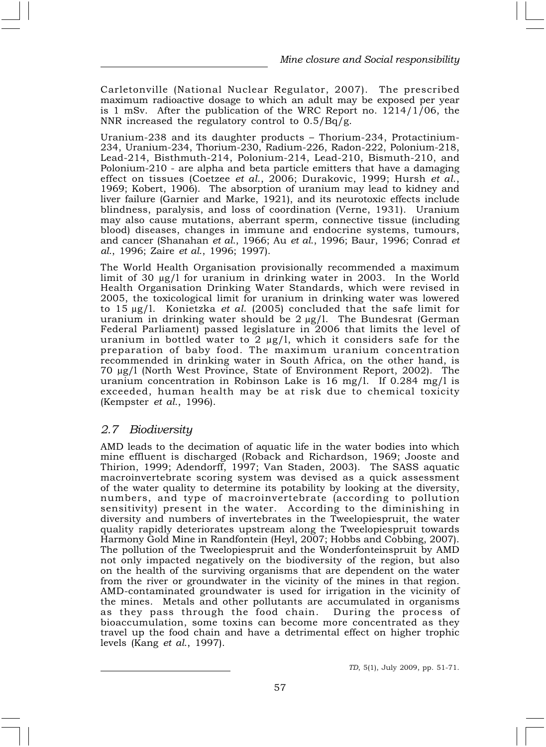Carletonville (National Nuclear Regulator, 2007). The prescribed maximum radioactive dosage to which an adult may be exposed per year is 1 mSv. After the publication of the WRC Report no. 1214/1/06, the NNR increased the regulatory control to 0.5/Bq/g.

Uranium-238 and its daughter products – Thorium-234, Protactinium-234, Uranium-234, Thorium-230, Radium-226, Radon-222, Polonium-218, Lead-214, Bisthmuth-214, Polonium-214, Lead-210, Bismuth-210, and Polonium-210 - are alpha and beta particle emitters that have a damaging effect on tissues (Coetzee *et al.*, 2006; Durakovic, 1999; Hursh *et al.*, 1969; Kobert, 1906). The absorption of uranium may lead to kidney and liver failure (Garnier and Marke, 1921), and its neurotoxic effects include blindness, paralysis, and loss of coordination (Verne, 1931). Uranium may also cause mutations, aberrant sperm, connective tissue (including blood) diseases, changes in immune and endocrine systems, tumours, and cancer (Shanahan *et al.*, 1966; Au *et al.*, 1996; Baur, 1996; Conrad *et al.*, 1996; Zaire *et al.*, 1996; 1997).

The World Health Organisation provisionally recommended a maximum limit of 30 μg/l for uranium in drinking water in 2003. In the World Health Organisation Drinking Water Standards, which were revised in 2005, the toxicological limit for uranium in drinking water was lowered to 15 μg/l. Konietzka *et al.* (2005) concluded that the safe limit for uranium in drinking water should be 2 μg/l. The Bundesrat (German Federal Parliament) passed legislature in 2006 that limits the level of uranium in bottled water to 2 μg/l, which it considers safe for the preparation of baby food. The maximum uranium concentration recommended in drinking water in South Africa, on the other hand, is 70 μg/l (North West Province, State of Environment Report, 2002). The uranium concentration in Robinson Lake is 16 mg/l. If 0.284 mg/l is exceeded, human health may be at risk due to chemical toxicity (Kempster *et al.*, 1996).

## *2.7 Biodiversity*

AMD leads to the decimation of aquatic life in the water bodies into which mine effluent is discharged (Roback and Richardson, 1969; Jooste and Thirion, 1999; Adendorff, 1997; Van Staden, 2003). The SASS aquatic macroinvertebrate scoring system was devised as a quick assessment of the water quality to determine its potability by looking at the diversity, numbers, and type of macroinvertebrate (according to pollution sensitivity) present in the water. According to the diminishing in diversity and numbers of invertebrates in the Tweelopiespruit, the water quality rapidly deteriorates upstream along the Tweelopiespruit towards Harmony Gold Mine in Randfontein (Heyl, 2007; Hobbs and Cobbing, 2007). The pollution of the Tweelopiespruit and the Wonderfonteinspruit by AMD not only impacted negatively on the biodiversity of the region, but also on the health of the surviving organisms that are dependent on the water from the river or groundwater in the vicinity of the mines in that region. AMD-contaminated groundwater is used for irrigation in the vicinity of the mines. Metals and other pollutants are accumulated in organisms as they pass through the food chain. During the process of bioaccumulation, some toxins can become more concentrated as they travel up the food chain and have a detrimental effect on higher trophic levels (Kang *et al.*, 1997).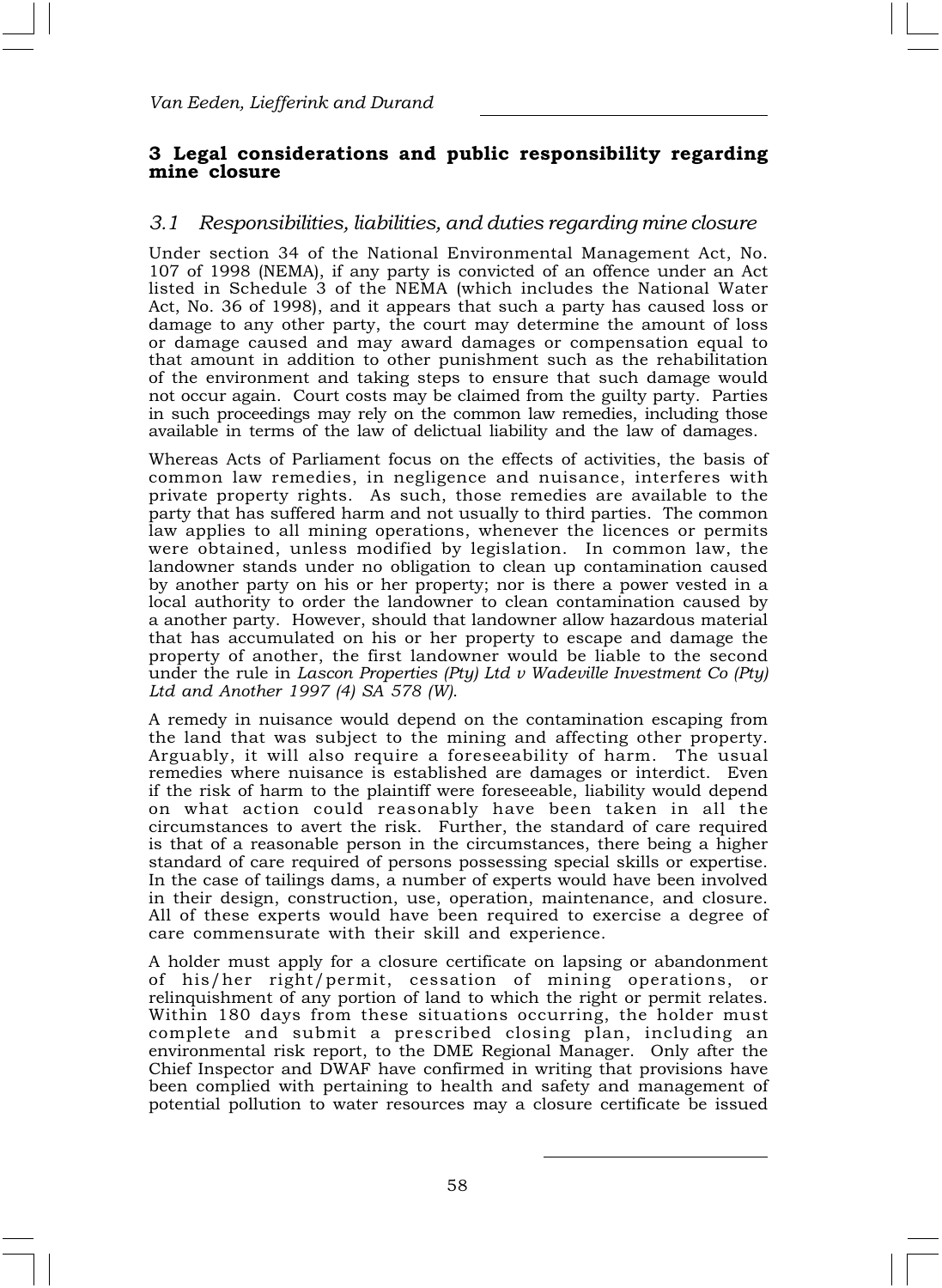## 3 Legal considerations and public responsibility regarding mine closure

### 3.1 Responsibilities, liabilities, and duties regarding mine closure

Under section 34 of the National Environmental Management Act, No. 107 of 1998 (NEMA), if any party is convicted of an offence under an Act listed in Schedule 3 of the NEMA (which includes the National Water Act, No. 36 of 1998), and it appears that such a party has caused loss or damage to any other party, the court may determine the amount of loss or damage caused and may award damages or compensation equal to that amount in addition to other punishment such as the rehabilitation of the environment and taking steps to ensure that such damage would not occur again. Court costs may be claimed from the guilty party. Parties in such proceedings may rely on the common law remedies, including those available in terms of the law of delictual liability and the law of damages.

Whereas Acts of Parliament focus on the effects of activities, the basis of common law remedies, in negligence and nuisance, interferes with private property rights. As such, those remedies are available to the party that has suffered harm and not usually to third parties. The common law applies to all mining operations, whenever the licences or permits were obtained, unless modified by legislation. In common law, the landowner stands under no obligation to clean up contamination caused by another party on his or her property; nor is there a power vested in a local authority to order the landowner to clean contamination caused by a another party. However, should that landowner allow hazardous material that has accumulated on his or her property to escape and damage the property of another, the first landowner would be liable to the second under the rule in *Lascon Properties (Pty) Ltd v Wadeville Investment Co (Pty) Ltd and Another 1997 (4) SA 578 (W)*.

A remedy in nuisance would depend on the contamination escaping from the land that was subject to the mining and affecting other property. Arguably, it will also require a foreseeability of harm. The usual remedies where nuisance is established are damages or interdict. Even if the risk of harm to the plaintiff were foreseeable, liability would depend on what action could reasonably have been taken in all the circumstances to avert the risk. Further, the standard of care required is that of a reasonable person in the circumstances, there being a higher standard of care required of persons possessing special skills or expertise. In the case of tailings dams, a number of experts would have been involved in their design, construction, use, operation, maintenance, and closure. All of these experts would have been required to exercise a degree of care commensurate with their skill and experience.

A holder must apply for a closure certificate on lapsing or abandonment of his/her right/permit, cessation of mining operations, or relinquishment of any portion of land to which the right or permit relates. Within 180 days from these situations occurring, the holder must complete and submit a prescribed closing plan, including an environmental risk report, to the DME Regional Manager. Only after the Chief Inspector and DWAF have confirmed in writing that provisions have been complied with pertaining to health and safety and management of potential pollution to water resources may a closure certificate be issued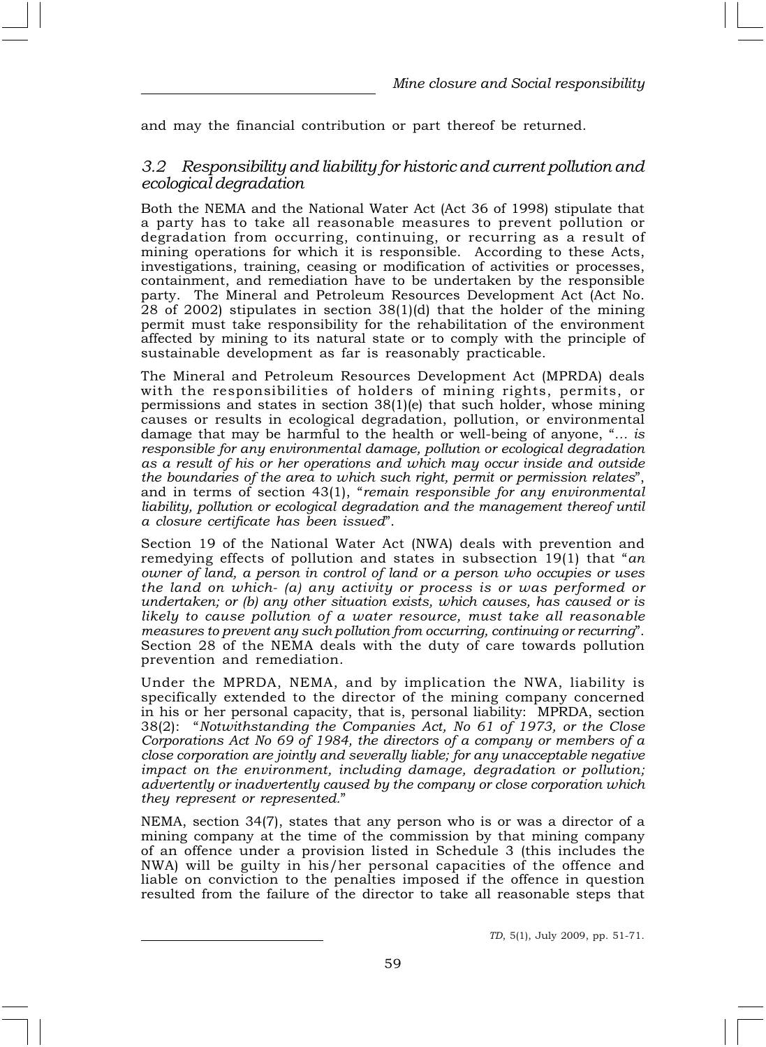and may the financial contribution or part thereof be returned.

### *3.2 Responsibility and liability for historic and current pollution and ecological degradation*

Both the NEMA and the National Water Act (Act 36 of 1998) stipulate that a party has to take all reasonable measures to prevent pollution or degradation from occurring, continuing, or recurring as a result of mining operations for which it is responsible. According to these Acts, investigations, training, ceasing or modification of activities or processes, containment, and remediation have to be undertaken by the responsible party. The Mineral and Petroleum Resources Development Act (Act No. 28 of 2002) stipulates in section 38(1)(d) that the holder of the mining permit must take responsibility for the rehabilitation of the environment affected by mining to its natural state or to comply with the principle of sustainable development as far is reasonably practicable.

The Mineral and Petroleum Resources Development Act (MPRDA) deals with the responsibilities of holders of mining rights, permits, or permissions and states in section 38(1)(e) that such holder, whose mining causes or results in ecological degradation, pollution, or environmental damage that may be harmful to the health or well-being of anyone, "*... is responsible for any environmental damage, pollution or ecological degradation as a result of his or her operations and which may occur inside and outside the boundaries of the area to which such right, permit or permission relates*", and in terms of section 43(1), "*remain responsible for any environmental liability, pollution or ecological degradation and the management thereof until a closure certificate has been issued*".

Section 19 of the National Water Act (NWA) deals with prevention and remedying effects of pollution and states in subsection 19(1) that "*an owner of land, a person in control of land or a person who occupies or uses the land on which- (a) any activity or process is or was performed or undertaken; or (b) any other situation exists, which causes, has caused or is likely to cause pollution of a water resource, must take all reasonable measures to prevent any such pollution from occurring, continuing or recurring*". Section 28 of the NEMA deals with the duty of care towards pollution prevention and remediation.

Under the MPRDA, NEMA, and by implication the NWA, liability is specifically extended to the director of the mining company concerned in his or her personal capacity, that is, personal liability: MPRDA, section 38(2): "*Notwithstanding the Companies Act, No 61 of 1973, or the Close Corporations Act No 69 of 1984, the directors of a company or members of a close corporation are jointly and severally liable; for any unacceptable negative impact on the environment, including damage, degradation or pollution; advertently or inadvertently caused by the company or close corporation which they represent or represented.*"

NEMA, section 34(7), states that any person who is or was a director of a mining company at the time of the commission by that mining company of an offence under a provision listed in Schedule 3 (this includes the NWA) will be guilty in his/her personal capacities of the offence and liable on conviction to the penalties imposed if the offence in question resulted from the failure of the director to take all reasonable steps that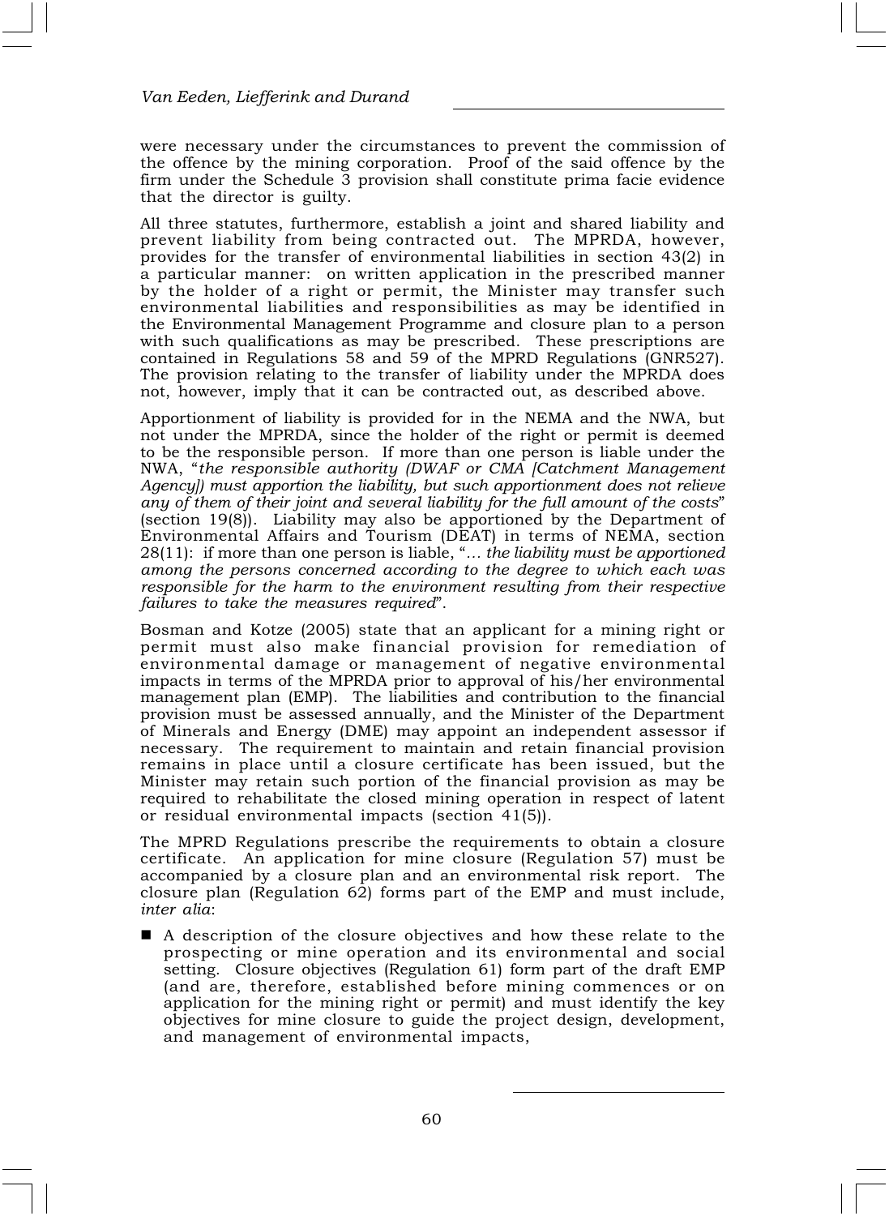were necessary under the circumstances to prevent the commission of the offence by the mining corporation. Proof of the said offence by the firm under the Schedule 3 provision shall constitute prima facie evidence that the director is guilty.

All three statutes, furthermore, establish a joint and shared liability and prevent liability from being contracted out. The MPRDA, however, provides for the transfer of environmental liabilities in section 43(2) in a particular manner: on written application in the prescribed manner by the holder of a right or permit, the Minister may transfer such environmental liabilities and responsibilities as may be identified in the Environmental Management Programme and closure plan to a person with such qualifications as may be prescribed. These prescriptions are contained in Regulations 58 and 59 of the MPRD Regulations (GNR527). The provision relating to the transfer of liability under the MPRDA does not, however, imply that it can be contracted out, as described above.

Apportionment of liability is provided for in the NEMA and the NWA, but not under the MPRDA, since the holder of the right or permit is deemed to be the responsible person. If more than one person is liable under the NWA, "*the responsible authority (DWAF or CMA [Catchment Management Agency]) must apportion the liability, but such apportionment does not relieve any of them of their joint and several liability for the full amount of the costs*" (section 19(8)). Liability may also be apportioned by the Department of Environmental Affairs and Tourism (DEAT) in terms of NEMA, section 28(11): if more than one person is liable, "*... the liability must be apportioned among the persons concerned according to the degree to which each was responsible for the harm to the environment resulting from their respective failures to take the measures required*".

Bosman and Kotze (2005) state that an applicant for a mining right or permit must also make financial provision for remediation of environmental damage or management of negative environmental impacts in terms of the MPRDA prior to approval of his/her environmental management plan (EMP). The liabilities and contribution to the financial provision must be assessed annually, and the Minister of the Department of Minerals and Energy (DME) may appoint an independent assessor if necessary. The requirement to maintain and retain financial provision remains in place until a closure certificate has been issued, but the Minister may retain such portion of the financial provision as may be required to rehabilitate the closed mining operation in respect of latent or residual environmental impacts (section 41(5)).

The MPRD Regulations prescribe the requirements to obtain a closure certificate. An application for mine closure (Regulation 57) must be accompanied by a closure plan and an environmental risk report. The closure plan (Regulation 62) forms part of the EMP and must include, *inter alia*:

- A description of the closure objectives and how these relate to the prospecting or mine operation and its environmental and social setting. Closure objectives (Regulation 61) form part of the draft EMP (and are, therefore, established before mining commences or on application for the mining right or permit) and must identify the key objectives for mine closure to guide the project design, development, and management of environmental impacts,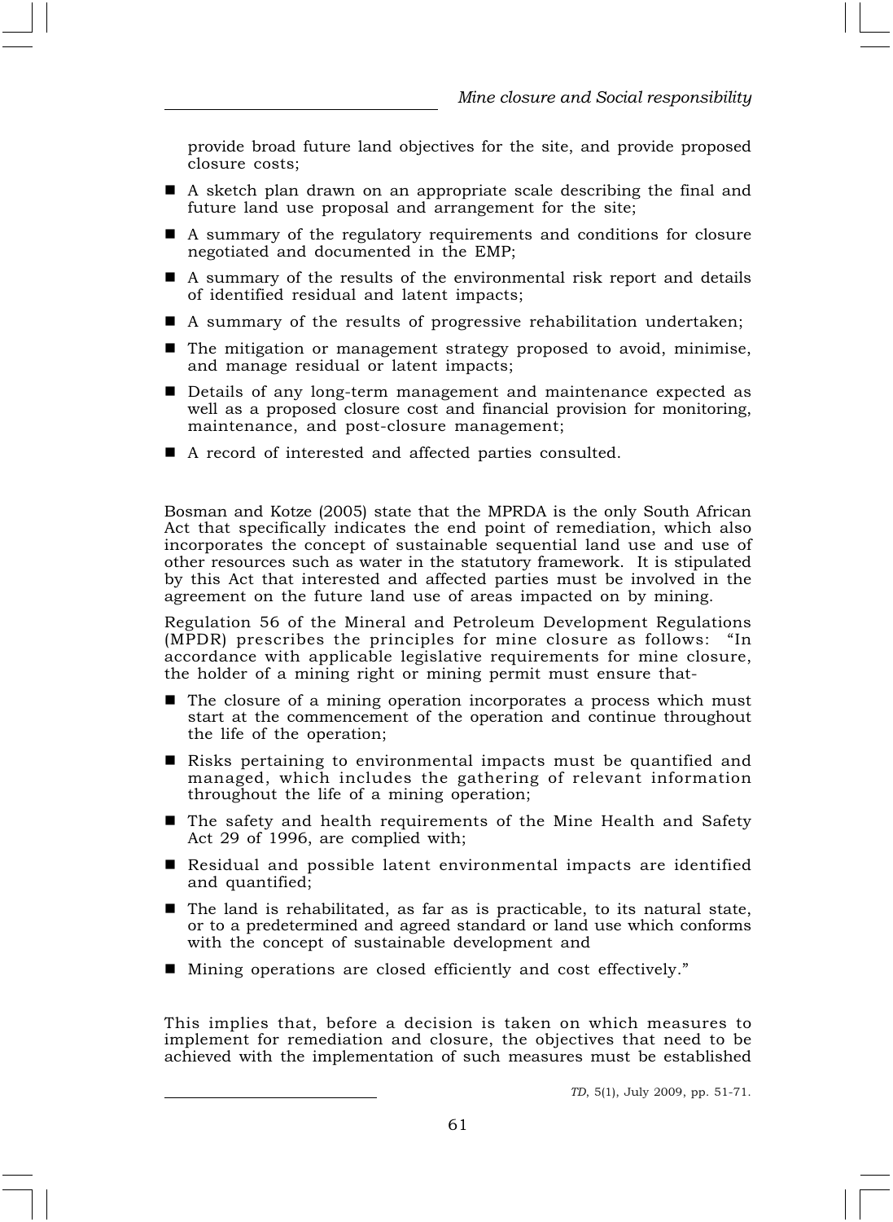provide broad future land objectives for the site, and provide proposed closure costs;

- A sketch plan drawn on an appropriate scale describing the final and future land use proposal and arrangement for the site;
- A summary of the regulatory requirements and conditions for closure negotiated and documented in the EMP;
- A summary of the results of the environmental risk report and details of identified residual and latent impacts;
- A summary of the results of progressive rehabilitation undertaken;
- The mitigation or management strategy proposed to avoid, minimise, and manage residual or latent impacts;
- Details of any long-term management and maintenance expected as well as a proposed closure cost and financial provision for monitoring, maintenance, and post-closure management;
- A record of interested and affected parties consulted.

Bosman and Kotze (2005) state that the MPRDA is the only South African Act that specifically indicates the end point of remediation, which also incorporates the concept of sustainable sequential land use and use of other resources such as water in the statutory framework. It is stipulated by this Act that interested and affected parties must be involved in the agreement on the future land use of areas impacted on by mining.

Regulation 56 of the Mineral and Petroleum Development Regulations (MPDR) prescribes the principles for mine closure as follows: "In accordance with applicable legislative requirements for mine closure, the holder of a mining right or mining permit must ensure that-

- The closure of a mining operation incorporates a process which must start at the commencement of the operation and continue throughout the life of the operation;
- Risks pertaining to environmental impacts must be quantified and managed, which includes the gathering of relevant information throughout the life of a mining operation;
- The safety and health requirements of the Mine Health and Safety Act 29 of 1996, are complied with;
- Residual and possible latent environmental impacts are identified and quantified;
- The land is rehabilitated, as far as is practicable, to its natural state, or to a predetermined and agreed standard or land use which conforms with the concept of sustainable development and
- Mining operations are closed efficiently and cost effectively."

This implies that, before a decision is taken on which measures to implement for remediation and closure, the objectives that need to be achieved with the implementation of such measures must be established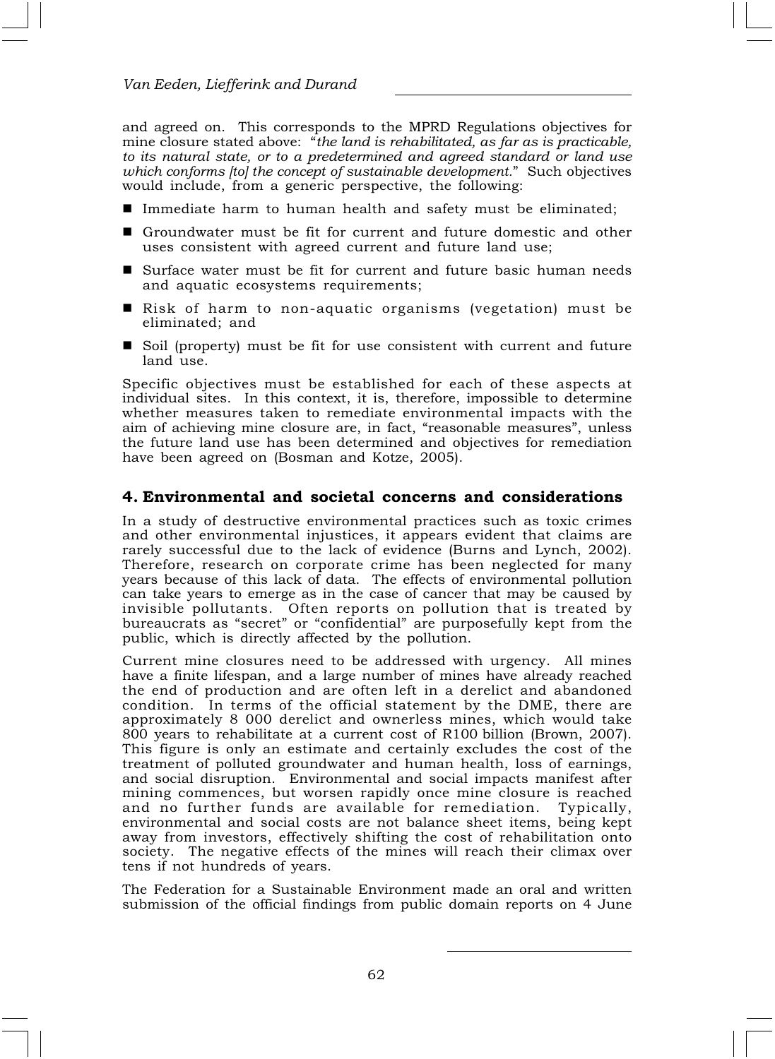and agreed on. This corresponds to the MPRD Regulations objectives for mine closure stated above: "*the land is rehabilitated, as far as is practicable, to its natural state, or to a predetermined and agreed standard or land use which conforms [to] the concept of sustainable development.*" Such objectives would include, from a generic perspective, the following:

- Immediate harm to human health and safety must be eliminated;
- Groundwater must be fit for current and future domestic and other uses consistent with agreed current and future land use;
- Surface water must be fit for current and future basic human needs and aquatic ecosystems requirements;
- Risk of harm to non-aquatic organisms (vegetation) must be eliminated; and
- Soil (property) must be fit for use consistent with current and future land use.

Specific objectives must be established for each of these aspects at individual sites. In this context, it is, therefore, impossible to determine whether measures taken to remediate environmental impacts with the aim of achieving mine closure are, in fact, "reasonable measures", unless the future land use has been determined and objectives for remediation have been agreed on (Bosman and Kotze, 2005).

## 4. Environmental and societal concerns and considerations

In a study of destructive environmental practices such as toxic crimes and other environmental injustices, it appears evident that claims are rarely successful due to the lack of evidence (Burns and Lynch, 2002). Therefore, research on corporate crime has been neglected for many years because of this lack of data. The effects of environmental pollution can take years to emerge as in the case of cancer that may be caused by invisible pollutants. Often reports on pollution that is treated by bureaucrats as "secret" or "confidential" are purposefully kept from the public, which is directly affected by the pollution.

Current mine closures need to be addressed with urgency. All mines have a finite lifespan, and a large number of mines have already reached the end of production and are often left in a derelict and abandoned condition. In terms of the official statement by the DME, there are approximately 8 000 derelict and ownerless mines, which would take 800 years to rehabilitate at a current cost of R100 billion (Brown, 2007). This figure is only an estimate and certainly excludes the cost of the treatment of polluted groundwater and human health, loss of earnings, and social disruption. Environmental and social impacts manifest after mining commences, but worsen rapidly once mine closure is reached and no further funds are available for remediation. Typically, environmental and social costs are not balance sheet items, being kept away from investors, effectively shifting the cost of rehabilitation onto society. The negative effects of the mines will reach their climax over tens if not hundreds of years.

The Federation for a Sustainable Environment made an oral and written submission of the official findings from public domain reports on 4 June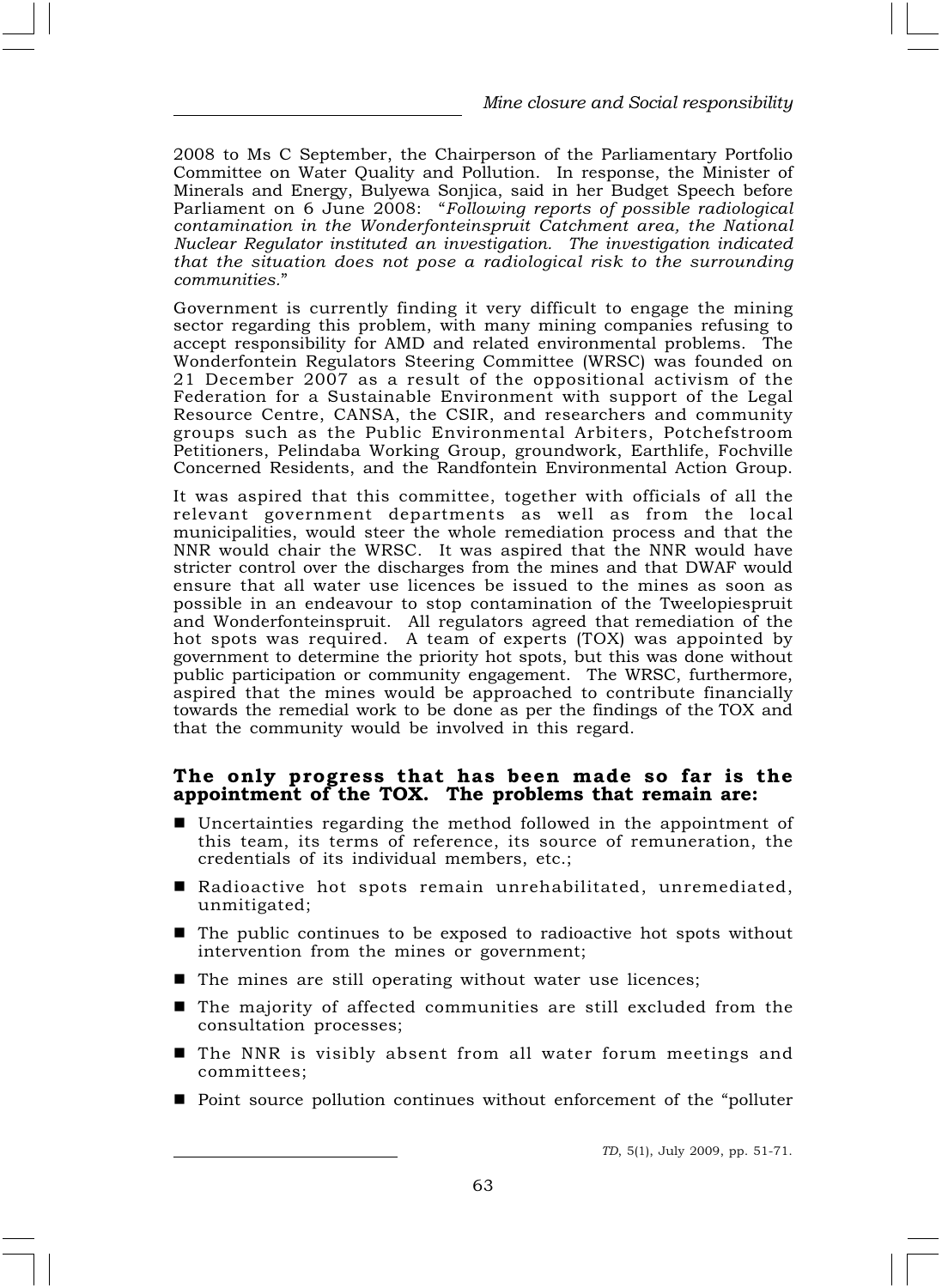2008 to Ms C September, the Chairperson of the Parliamentary Portfolio Committee on Water Quality and Pollution. In response, the Minister of Minerals and Energy, Bulyewa Sonjica, said in her Budget Speech before Parliament on 6 June 2008: "*Following reports of possible radiological contamination in the Wonderfonteinspruit Catchment area, the National Nuclear Regulator instituted an investigation. The investigation indicated that the situation does not pose a radiological risk to the surrounding communities.*"

Government is currently finding it very difficult to engage the mining sector regarding this problem, with many mining companies refusing to accept responsibility for AMD and related environmental problems. The Wonderfontein Regulators Steering Committee (WRSC) was founded on 21 December 2007 as a result of the oppositional activism of the Federation for a Sustainable Environment with support of the Legal Resource Centre, CANSA, the CSIR, and researchers and community groups such as the Public Environmental Arbiters, Potchefstroom Petitioners, Pelindaba Working Group, groundwork, Earthlife, Fochville Concerned Residents, and the Randfontein Environmental Action Group.

It was aspired that this committee, together with officials of all the relevant government departments as well as from the local municipalities, would steer the whole remediation process and that the NNR would chair the WRSC. It was aspired that the NNR would have stricter control over the discharges from the mines and that DWAF would ensure that all water use licences be issued to the mines as soon as possible in an endeavour to stop contamination of the Tweelopiespruit and Wonderfonteinspruit. All regulators agreed that remediation of the hot spots was required. A team of experts (TOX) was appointed by government to determine the priority hot spots, but this was done without public participation or community engagement. The WRSC, furthermore, aspired that the mines would be approached to contribute financially towards the remedial work to be done as per the findings of the TOX and that the community would be involved in this regard.

**The only progress that has been made so far is the appointment of the TOX. The problems that remain are:**

- Uncertainties regarding the method followed in the appointment of this team, its terms of reference, its source of remuneration, the credentials of its individual members, etc.;
- Radioactive hot spots remain unrehabilitated, unremediated, unmitigated;
- The public continues to be exposed to radioactive hot spots without intervention from the mines or government;
- The mines are still operating without water use licences;
- The majority of affected communities are still excluded from the consultation processes;
- The NNR is visibly absent from all water forum meetings and committees;
- Point source pollution continues without enforcement of the "polluter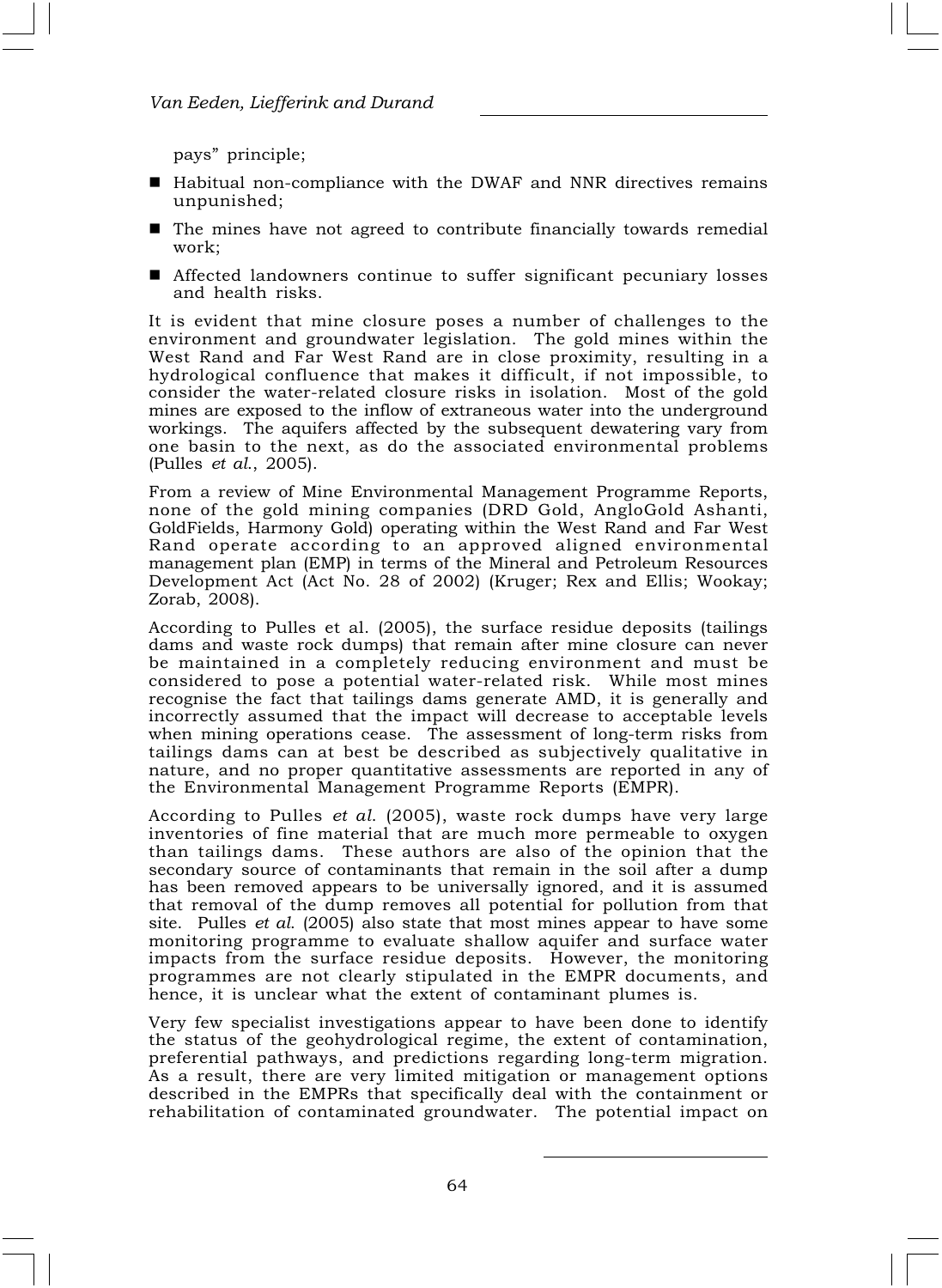pays" principle;

- Habitual non-compliance with the DWAF and NNR directives remains unpunished;
- The mines have not agreed to contribute financially towards remedial work;
- Affected landowners continue to suffer significant pecuniary losses and health risks.

It is evident that mine closure poses a number of challenges to the environment and groundwater legislation. The gold mines within the West Rand and Far West Rand are in close proximity, resulting in a hydrological confluence that makes it difficult, if not impossible, to consider the water-related closure risks in isolation. Most of the gold mines are exposed to the inflow of extraneous water into the underground workings. The aquifers affected by the subsequent dewatering vary from one basin to the next, as do the associated environmental problems (Pulles *et al.*, 2005).

From a review of Mine Environmental Management Programme Reports, none of the gold mining companies (DRD Gold, AngloGold Ashanti, GoldFields, Harmony Gold) operating within the West Rand and Far West Rand operate according to an approved aligned environmental management plan (EMP) in terms of the Mineral and Petroleum Resources Development Act (Act No. 28 of 2002) (Kruger; Rex and Ellis; Wookay; Zorab, 2008).

According to Pulles et al. (2005), the surface residue deposits (tailings dams and waste rock dumps) that remain after mine closure can never be maintained in a completely reducing environment and must be considered to pose a potential water-related risk. While most mines recognise the fact that tailings dams generate AMD, it is generally and incorrectly assumed that the impact will decrease to acceptable levels when mining operations cease. The assessment of long-term risks from tailings dams can at best be described as subjectively qualitative in nature, and no proper quantitative assessments are reported in any of the Environmental Management Programme Reports (EMPR).

According to Pulles *et al*. (2005), waste rock dumps have very large inventories of fine material that are much more permeable to oxygen than tailings dams. These authors are also of the opinion that the secondary source of contaminants that remain in the soil after a dump has been removed appears to be universally ignored, and it is assumed that removal of the dump removes all potential for pollution from that site. Pulles *et al*. (2005) also state that most mines appear to have some monitoring programme to evaluate shallow aquifer and surface water impacts from the surface residue deposits. However, the monitoring programmes are not clearly stipulated in the EMPR documents, and hence, it is unclear what the extent of contaminant plumes is.

Very few specialist investigations appear to have been done to identify the status of the geohydrological regime, the extent of contamination, preferential pathways, and predictions regarding long-term migration. As a result, there are very limited mitigation or management options described in the EMPRs that specifically deal with the containment or rehabilitation of contaminated groundwater. The potential impact on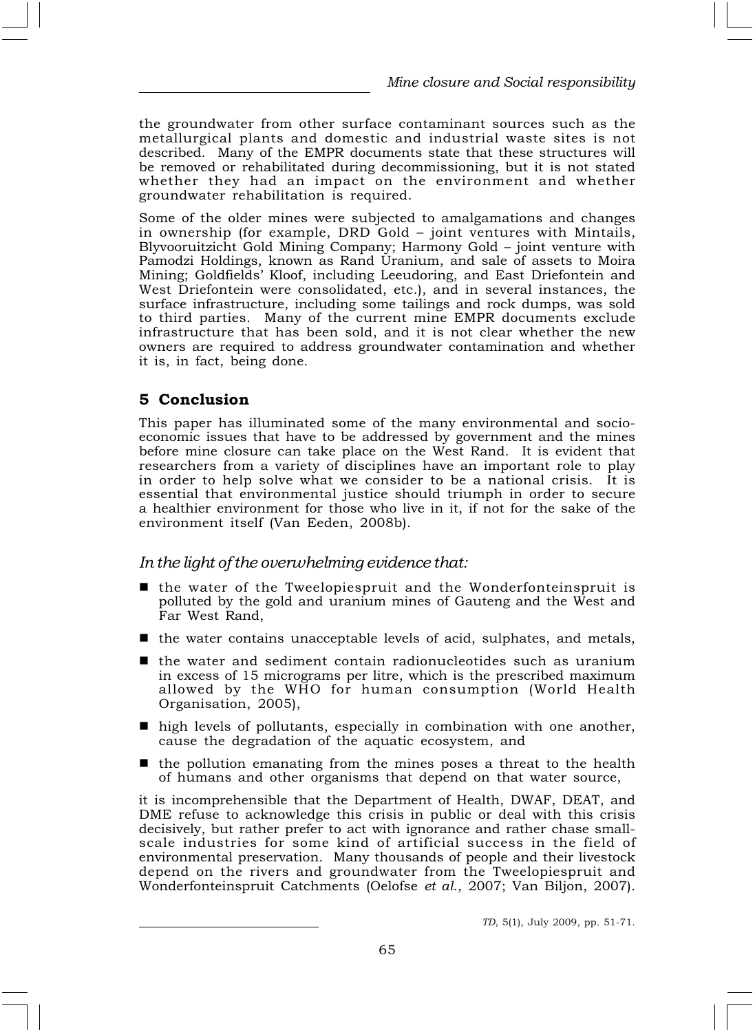the groundwater from other surface contaminant sources such as the metallurgical plants and domestic and industrial waste sites is not described. Many of the EMPR documents state that these structures will be removed or rehabilitated during decommissioning, but it is not stated whether they had an impact on the environment and whether groundwater rehabilitation is required.

Some of the older mines were subjected to amalgamations and changes in ownership (for example, DRD Gold – joint ventures with Mintails, Blyvooruitzicht Gold Mining Company; Harmony Gold – joint venture with Pamodzi Holdings, known as Rand Uranium, and sale of assets to Moira Mining; Goldfields' Kloof, including Leeudoring, and East Driefontein and West Driefontein were consolidated, etc.), and in several instances, the surface infrastructure, including some tailings and rock dumps, was sold to third parties. Many of the current mine EMPR documents exclude infrastructure that has been sold, and it is not clear whether the new owners are required to address groundwater contamination and whether it is, in fact, being done.

## 5 Conclusion

This paper has illuminated some of the many environmental and socio-economic issues that have to be addressed by government and the mines before mine closure can take place on the West Rand. It is evident that researchers from a variety of disciplines have an important role to play in order to help solve what we consider to be a national crisis. It is essential that environmental justice should triumph in order to secure a healthier environment for those who live in it, if not for the sake of the environment itself (Van Eeden, 2008b).

*In the light of the overwhelming evidence that:*

- the water of the Tweelopiespruit and the Wonderfonteinspruit is polluted by the gold and uranium mines of Gauteng and the West and Far West Rand,
- the water contains unacceptable levels of acid, sulphates, and metals,
- the water and sediment contain radionucleotides such as uranium in excess of 15 micrograms per litre, which is the prescribed maximum allowed by the WHO for human consumption (World Health Organisation, 2005),
- high levels of pollutants, especially in combination with one another, cause the degradation of the aquatic ecosystem, and
- the pollution emanating from the mines poses a threat to the health of humans and other organisms that depend on that water source,

it is incomprehensible that the Department of Health, DWAF, DEAT, and DME refuse to acknowledge this crisis in public or deal with this crisis decisively, but rather prefer to act with ignorance and rather chase small-scale industries for some kind of artificial success in the field of environmental preservation. Many thousands of people and their livestock depend on the rivers and groundwater from the Tweelopiespruit and Wonderfonteinspruit Catchments (Oelofse *et al.*, 2007; Van Biljon, 2007).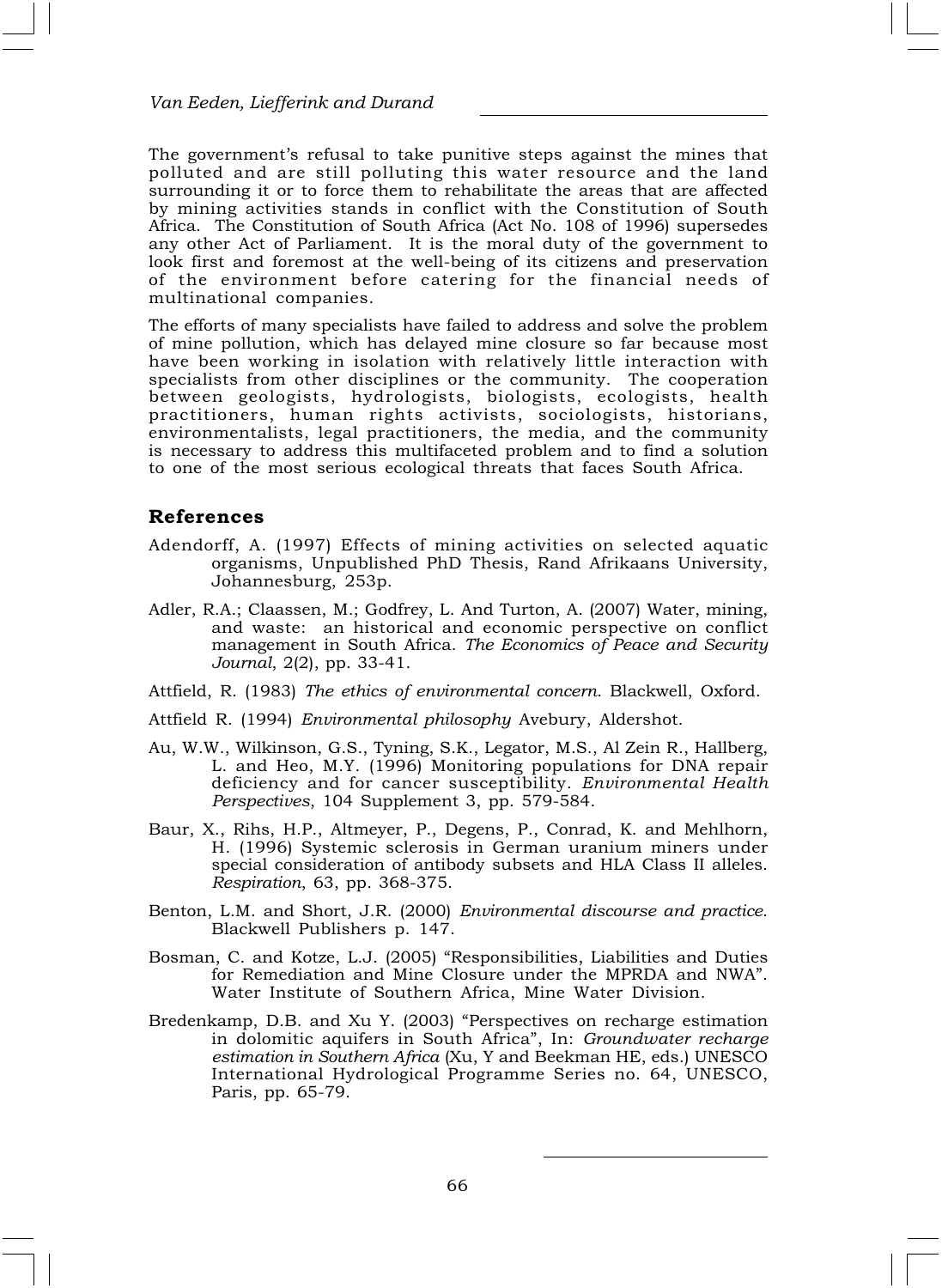The government's refusal to take punitive steps against the mines that polluted and are still polluting this water resource and the land surrounding it or to force them to rehabilitate the areas that are affected by mining activities stands in conflict with the Constitution of South Africa. The Constitution of South Africa (Act No. 108 of 1996) supersedes any other Act of Parliament. It is the moral duty of the government to look first and foremost at the well-being of its citizens and preservation of the environment before catering for the financial needs of multinational companies.

The efforts of many specialists have failed to address and solve the problem of mine pollution, which has delayed mine closure so far because most have been working in isolation with relatively little interaction with specialists from other disciplines or the community. The cooperation between geologists, hydrologists, biologists, ecologists, health practitioners, human rights activists, sociologists, historians, environmentalists, legal practitioners, the media, and the community is necessary to address this multifaceted problem and to find a solution to one of the most serious ecological threats that faces South Africa.

## References

Adendorff, A. (1997) Effects of mining activities on selected aquatic organisms, Unpublished PhD Thesis, Rand Afrikaans University, Johannesburg, 253p.

Adler, R.A.; Claassen, M.; Godfrey, L. And Turton, A. (2007) Water, mining, and waste: an historical and economic perspective on conflict management in South Africa. *The Economics of Peace and Security Journal*, 2(2), pp. 33-41.

Attfield, R. (1983) *The ethics of environmental concern*. Blackwell, Oxford.

Attfield R. (1994) *Environmental philosophy* Avebury, Aldershot.

Au, W.W., Wilkinson, G.S., Tyning, S.K., Legator, M.S., Al Zein R., Hallberg, L. and Heo, M.Y. (1996) Monitoring populations for DNA repair deficiency and for cancer susceptibility. *Environmental Health Perspectives*, 104 Supplement 3, pp. 579-584.

Baur, X., Rihs, H.P., Altmeyer, P., Degens, P., Conrad, K. and Mehlhorn, H. (1996) Systemic sclerosis in German uranium miners under special consideration of antibody subsets and HLA Class II alleles. *Respiration*, 63, pp. 368-375.

Benton, L.M. and Short, J.R. (2000) *Environmental discourse and practice*. Blackwell Publishers p. 147.

Bosman, C. and Kotze, L.J. (2005) "Responsibilities, Liabilities and Duties for Remediation and Mine Closure under the MPRDA and NWA". Water Institute of Southern Africa, Mine Water Division.

Bredenkamp, D.B. and Xu Y. (2003) "Perspectives on recharge estimation in dolomitic aquifers in South Africa", In: *Groundwater recharge estimation in Southern Africa* (Xu, Y and Beekman HE, eds.) UNESCO International Hydrological Programme Series no. 64, UNESCO, Paris, pp. 65-79.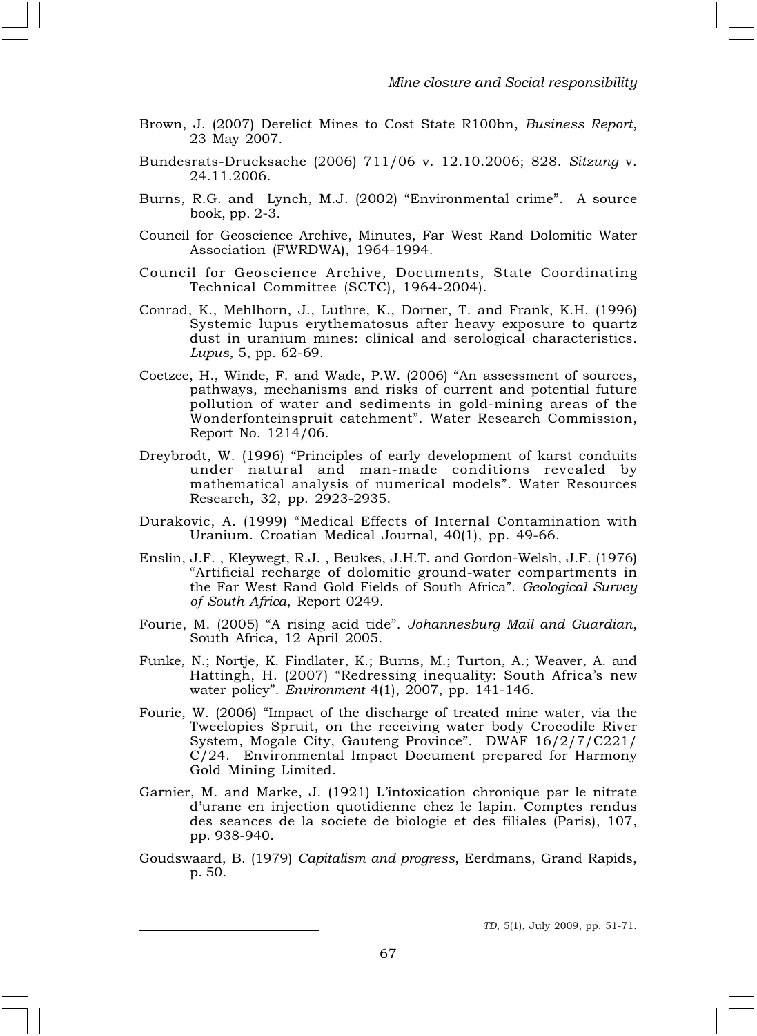Brown, J. (2007) Derelict Mines to Cost State R100bn, *Business Report*, 23 May 2007.

Bundesrats-Drucksache (2006) 711/06 v. 12.10.2006; 828. *Sitzung* v. 24.11.2006.

Burns, R.G. and Lynch, M.J. (2002) "Environmental crime". A source book, pp. 2-3.

Council for Geoscience Archive, Minutes, Far West Rand Dolomitic Water Association (FWRDWA), 1964-1994.

Council for Geoscience Archive, Documents, State Coordinating Technical Committee (SCTC), 1964-2004).

Conrad, K., Mehlhorn, J., Luthre, K., Dorner, T. and Frank, K.H. (1996) Systemic lupus erythematosus after heavy exposure to quartz dust in uranium mines: clinical and serological characteristics. *Lupus*, 5, pp. 62-69.

Coetzee, H., Winde, F. and Wade, P.W. (2006) "An assessment of sources, pathways, mechanisms and risks of current and potential future pollution of water and sediments in gold-mining areas of the Wonderfonteinspruit catchment". Water Research Commission, Report No. 1214/06.

Dreybrodt, W. (1996) "Principles of early development of karst conduits under natural and man-made conditions revealed by mathematical analysis of numerical models". Water Resources Research, 32, pp. 2923-2935.

Durakovic, A. (1999) "Medical Effects of Internal Contamination with Uranium. Croatian Medical Journal, 40(1), pp. 49-66.

Enslin, J.F. , Kleywegt, R.J. , Beukes, J.H.T. and Gordon-Welsh, J.F. (1976) "Artificial recharge of dolomitic ground-water compartments in the Far West Rand Gold Fields of South Africa". *Geological Survey of South Africa*, Report 0249.

Fourie, M. (2005) "A rising acid tide". *Johannesburg Mail and Guardian*, South Africa, 12 April 2005.

Funke, N.; Nortje, K. Findlater, K.; Burns, M.; Turton, A.; Weaver, A. and Hattingh, H. (2007) "Redressing inequality: South Africa's new water policy". *Environment* 4(1), 2007, pp. 141-146.

Fourie, W. (2006) "Impact of the discharge of treated mine water, via the Tweelopies Spruit, on the receiving water body Crocodile River System, Mogale City, Gauteng Province". DWAF 16/2/7/C221/C/24. Environmental Impact Document prepared for Harmony Gold Mining Limited.

Garnier, M. and Marke, J. (1921) L'intoxication chronique par le nitrate d'urane en injection quotidienne chez le lapin. Comptes rendus des seances de la societe de biologie et des filiales (Paris), 107, pp. 938-940.

Goudswaard, B. (1979) *Capitalism and progress*, Eerdmans, Grand Rapids, p. 50.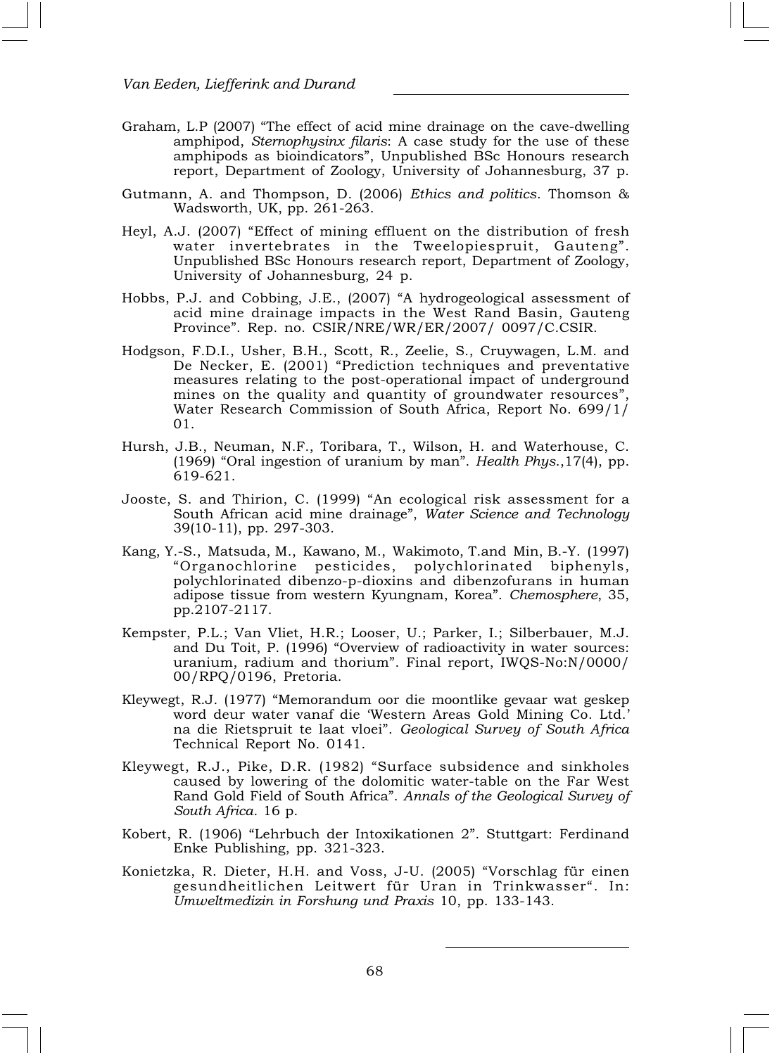Graham, L.P (2007) "The effect of acid mine drainage on the cave-dwelling amphipod, *Sternophysinx filaris*: A case study for the use of these amphipods as bioindicators", Unpublished BSc Honours research report, Department of Zoology, University of Johannesburg, 37 p.

Gutmann, A. and Thompson, D. (2006) *Ethics and politics*. Thomson & Wadsworth, UK, pp. 261-263.

Heyl, A.J. (2007) "Effect of mining effluent on the distribution of fresh water invertebrates in the Tweelopiespruit, Gauteng". Unpublished BSc Honours research report, Department of Zoology, University of Johannesburg, 24 p.

Hobbs, P.J. and Cobbing, J.E., (2007) "A hydrogeological assessment of acid mine drainage impacts in the West Rand Basin, Gauteng Province". Rep. no. CSIR/NRE/WR/ER/2007/ 0097/C.CSIR.

Hodgson, F.D.I., Usher, B.H., Scott, R., Zeelie, S., Cruywagen, L.M. and De Necker, E. (2001) "Prediction techniques and preventative measures relating to the post-operational impact of underground mines on the quality and quantity of groundwater resources", Water Research Commission of South Africa, Report No. 699/1/ 01.

Hursh, J.B., Neuman, N.F., Toribara, T., Wilson, H. and Waterhouse, C. (1969) "Oral ingestion of uranium by man". *Health Phys.*,17(4), pp. 619-621.

Jooste, S. and Thirion, C. (1999) "An ecological risk assessment for a South African acid mine drainage", *Water Science and Technology* 39(10-11), pp. 297-303.

Kang, Y.-S., Matsuda, M., Kawano, M., Wakimoto, T.and Min, B.-Y. (1997) "Organochlorine pesticides, polychlorinated biphenyls, polychlorinated dibenzo-p-dioxins and dibenzofurans in human adipose tissue from western Kyungnam, Korea". *Chemosphere*, 35, pp.2107-2117.

Kempster, P.L.; Van Vliet, H.R.; Looser, U.; Parker, I.; Silberbauer, M.J. and Du Toit, P. (1996) "Overview of radioactivity in water sources: uranium, radium and thorium". Final report, IWQS-No:N/0000/ 00/RPQ/0196, Pretoria.

Kleywegt, R.J. (1977) "Memorandum oor die moontlike gevaar wat geskep word deur water vanaf die 'Western Areas Gold Mining Co. Ltd.' na die Rietspruit te laat vloei". *Geological Survey of South Africa* Technical Report No. 0141.

Kleywegt, R.J., Pike, D.R. (1982) "Surface subsidence and sinkholes caused by lowering of the dolomitic water-table on the Far West Rand Gold Field of South Africa". *Annals of the Geological Survey of South Africa.* 16 p.

Kobert, R. (1906) "Lehrbuch der Intoxikationen 2". Stuttgart: Ferdinand Enke Publishing, pp. 321-323.

Konietzka, R. Dieter, H.H. and Voss, J-U. (2005) "Vorschlag für einen gesundheitlichen Leitwert für Uran in Trinkwasser". In: *Umweltmedizin in Forshung und Praxis* 10, pp. 133-143.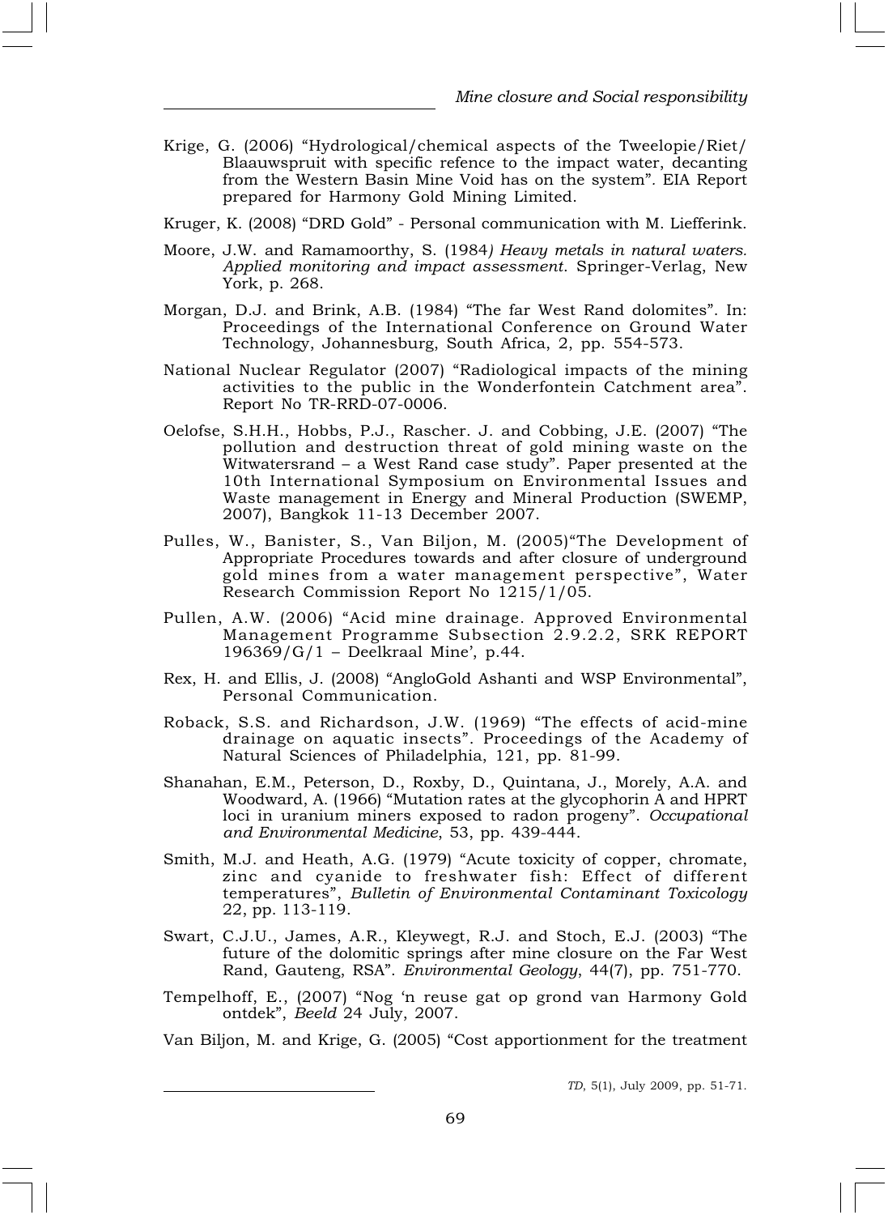Krige, G. (2006) "Hydrological/chemical aspects of the Tweelopie/Riet/ Blaauwspruit with specific refence to the impact water, decanting from the Western Basin Mine Void has on the system". EIA Report prepared for Harmony Gold Mining Limited.

Kruger, K. (2008) "DRD Gold" - Personal communication with M. Liefferink.

Moore, J.W. and Ramamoorthy, S. (1984*) Heavy metals in natural waters. Applied monitoring and impact assessment*. Springer-Verlag, New York, p. 268.

Morgan, D.J. and Brink, A.B. (1984) "The far West Rand dolomites". In: Proceedings of the International Conference on Ground Water Technology, Johannesburg, South Africa, 2, pp. 554-573.

National Nuclear Regulator (2007) "Radiological impacts of the mining activities to the public in the Wonderfontein Catchment area". Report No TR-RRD-07-0006.

Oelofse, S.H.H., Hobbs, P.J., Rascher. J. and Cobbing, J.E. (2007) "The pollution and destruction threat of gold mining waste on the Witwatersrand – a West Rand case study". Paper presented at the 10th International Symposium on Environmental Issues and Waste management in Energy and Mineral Production (SWEMP, 2007), Bangkok 11-13 December 2007.

Pulles, W., Banister, S., Van Biljon, M. (2005)"The Development of Appropriate Procedures towards and after closure of underground gold mines from a water management perspective", Water Research Commission Report No 1215/1/05.

Pullen, A.W. (2006) "Acid mine drainage. Approved Environmental Management Programme Subsection 2.9.2.2, SRK REPORT 196369/G/1 – Deelkraal Mine', p.44.

Rex, H. and Ellis, J. (2008) "AngloGold Ashanti and WSP Environmental", Personal Communication.

Roback, S.S. and Richardson, J.W. (1969) "The effects of acid-mine drainage on aquatic insects". Proceedings of the Academy of Natural Sciences of Philadelphia, 121, pp. 81-99.

Shanahan, E.M., Peterson, D., Roxby, D., Quintana, J., Morely, A.A. and Woodward, A. (1966) "Mutation rates at the glycophorin A and HPRT loci in uranium miners exposed to radon progeny". *Occupational and Environmental Medicine*, 53, pp. 439-444.

Smith, M.J. and Heath, A.G. (1979) "Acute toxicity of copper, chromate, zinc and cyanide to freshwater fish: Effect of different temperatures", *Bulletin of Environmental Contaminant Toxicology* 22, pp. 113-119.

Swart, C.J.U., James, A.R., Kleywegt, R.J. and Stoch, E.J. (2003) "The future of the dolomitic springs after mine closure on the Far West Rand, Gauteng, RSA". *Environmental Geology*, 44(7), pp. 751-770.

Tempelhoff, E., (2007) "Nog 'n reuse gat op grond van Harmony Gold ontdek", *Beeld* 24 July, 2007.

Van Biljon, M. and Krige, G. (2005) "Cost apportionment for the treatment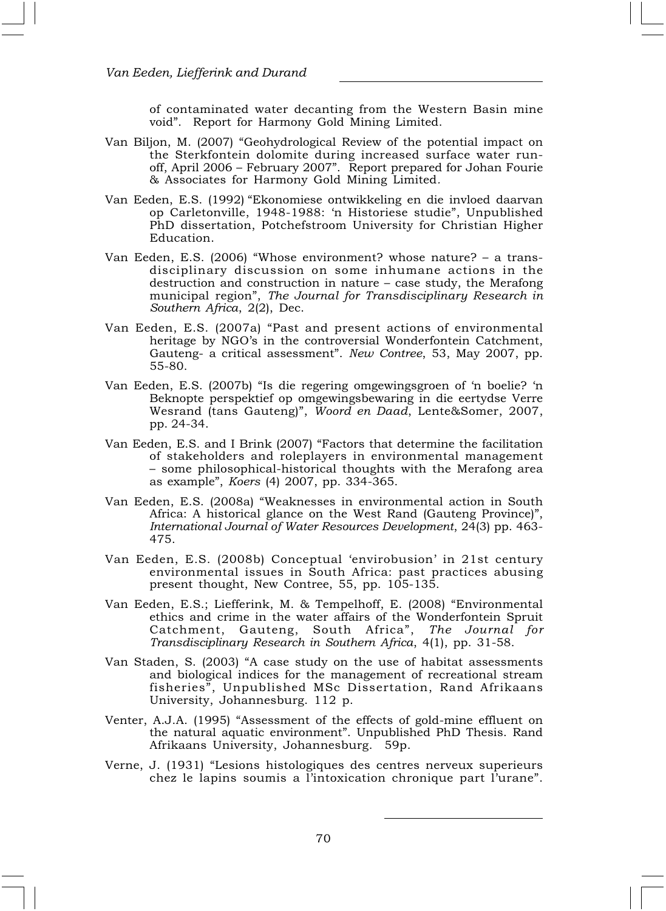of contaminated water decanting from the Western Basin mine void". Report for Harmony Gold Mining Limited.

Van Biljon, M. (2007) "Geohydrological Review of the potential impact on the Sterkfontein dolomite during increased surface water run-off, April 2006 – February 2007". Report prepared for Johan Fourie & Associates for Harmony Gold Mining Limited.

Van Eeden, E.S. (1992) "Ekonomiese ontwikkeling en die invloed daarvan op Carletonville, 1948-1988: 'n Historiese studie", Unpublished PhD dissertation, Potchefstroom University for Christian Higher Education.

Van Eeden, E.S. (2006) "Whose environment? whose nature? – a trans-disciplinary discussion on some inhumane actions in the destruction and construction in nature – case study, the Merafong municipal region", *The Journal for Transdisciplinary Research in Southern Africa*, 2(2), Dec.

Van Eeden, E.S. (2007a) "Past and present actions of environmental heritage by NGO's in the controversial Wonderfontein Catchment, Gauteng- a critical assessment". *New Contree*, 53, May 2007, pp. 55-80.

Van Eeden, E.S. (2007b) "Is die regering omgewingsgroen of 'n boelie? 'n Beknopte perspektief op omgewingsbewaring in die eertydse Verre Wesrand (tans Gauteng)", *Woord en Daad*, Lente&Somer, 2007, pp. 24-34.

Van Eeden, E.S. and I Brink (2007) "Factors that determine the facilitation of stakeholders and roleplayers in environmental management – some philosophical-historical thoughts with the Merafong area as example", *Koers* (4) 2007, pp. 334-365.

Van Eeden, E.S. (2008a) "Weaknesses in environmental action in South Africa: A historical glance on the West Rand (Gauteng Province)", *International Journal of Water Resources Development*, 24(3) pp. 463-475.

Van Eeden, E.S. (2008b) Conceptual 'envirobusion' in 21st century environmental issues in South Africa: past practices abusing present thought, New Contree, 55, pp. 105-135.

Van Eeden, E.S.; Liefferink, M. & Tempelhoff, E. (2008) "Environmental ethics and crime in the water affairs of the Wonderfontein Spruit Catchment, Gauteng, South Africa", *The Journal for Transdisciplinary Research in Southern Africa*, 4(1), pp. 31-58.

Van Staden, S. (2003) "A case study on the use of habitat assessments and biological indices for the management of recreational stream fisheries", Unpublished MSc Dissertation, Rand Afrikaans University, Johannesburg. 112 p.

Venter, A.J.A. (1995) "Assessment of the effects of gold-mine effluent on the natural aquatic environment". Unpublished PhD Thesis. Rand Afrikaans University, Johannesburg. 59p.

Verne, J. (1931) "Lesions histologiques des centres nerveux superieurs chez le lapins soumis a l'intoxication chronique part l'urane".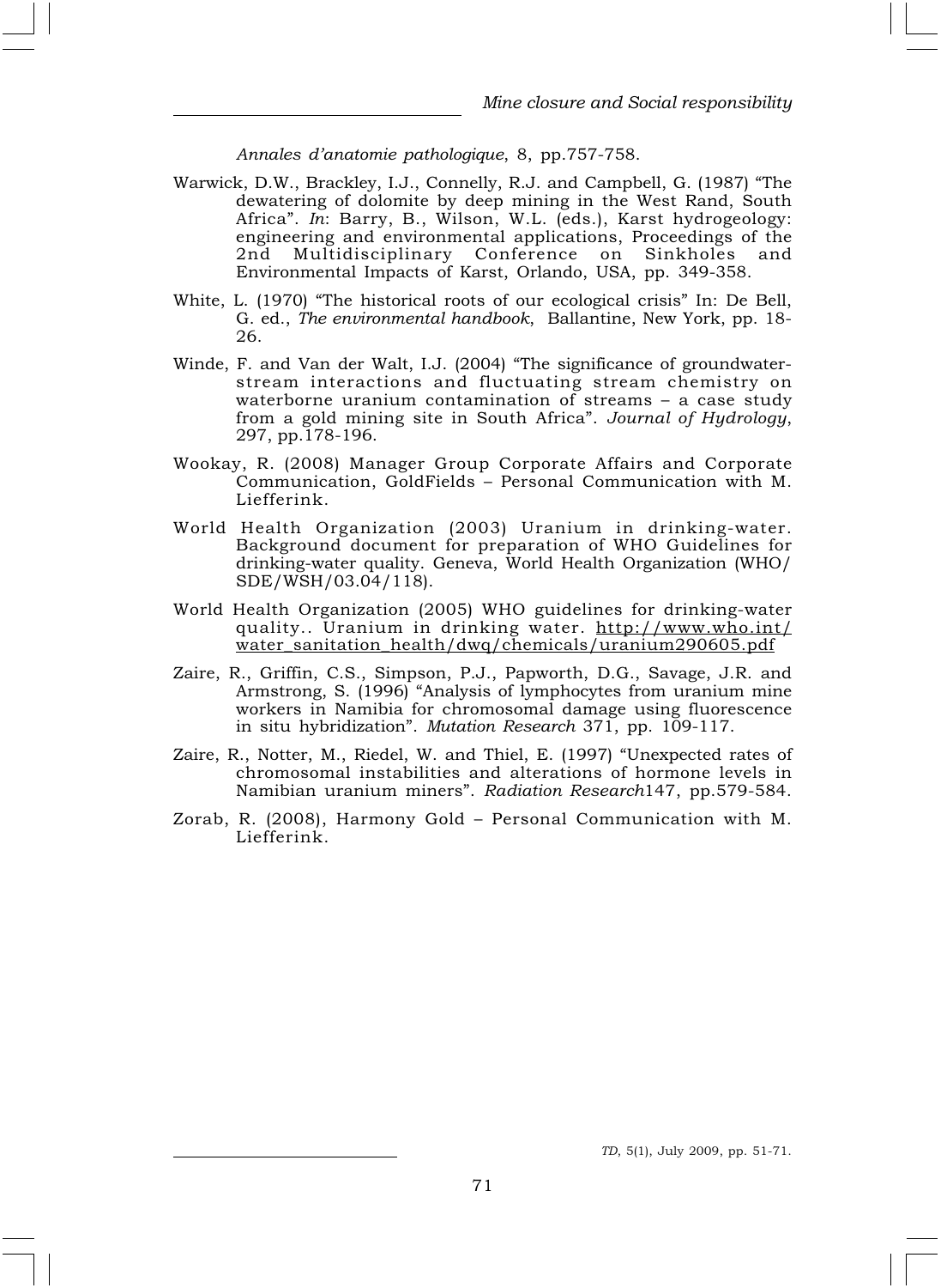*Annales d'anatomie pathologique*, 8, pp.757-758.

Warwick, D.W., Brackley, I.J., Connelly, R.J. and Campbell, G. (1987) "The dewatering of dolomite by deep mining in the West Rand, South Africa". *In*: Barry, B., Wilson, W.L. (eds.), Karst hydrogeology: engineering and environmental applications, Proceedings of the 2nd Multidisciplinary Conference on Sinkholes and Environmental Impacts of Karst, Orlando, USA, pp. 349-358.

White, L. (1970) "The historical roots of our ecological crisis" In: De Bell, G. ed., *The environmental handbook*, Ballantine, New York, pp. 18-26.

Winde, F. and Van der Walt, I.J. (2004) "The significance of groundwater-stream interactions and fluctuating stream chemistry on waterborne uranium contamination of streams – a case study from a gold mining site in South Africa". *Journal of Hydrology*, 297, pp.178-196.

Wookay, R. (2008) Manager Group Corporate Affairs and Corporate Communication, GoldFields – Personal Communication with M. Liefferink.

World Health Organization (2003) Uranium in drinking-water. Background document for preparation of WHO Guidelines for drinking-water quality. Geneva, World Health Organization (WHO/SDE/WSH/03.04/118).

World Health Organization (2005) WHO guidelines for drinking-water quality.. Uranium in drinking water. http://www.who.int/water_sanitation_health/dwq/chemicals/uranium290605.pdf

Zaire, R., Griffin, C.S., Simpson, P.J., Papworth, D.G., Savage, J.R. and Armstrong, S. (1996) "Analysis of lymphocytes from uranium mine workers in Namibia for chromosomal damage using fluorescence in situ hybridization". *Mutation Research* 371, pp. 109-117.

Zaire, R., Notter, M., Riedel, W. and Thiel, E. (1997) "Unexpected rates of chromosomal instabilities and alterations of hormone levels in Namibian uranium miners". *Radiation Research*147, pp.579-584.

Zorab, R. (2008), Harmony Gold – Personal Communication with M. Liefferink.